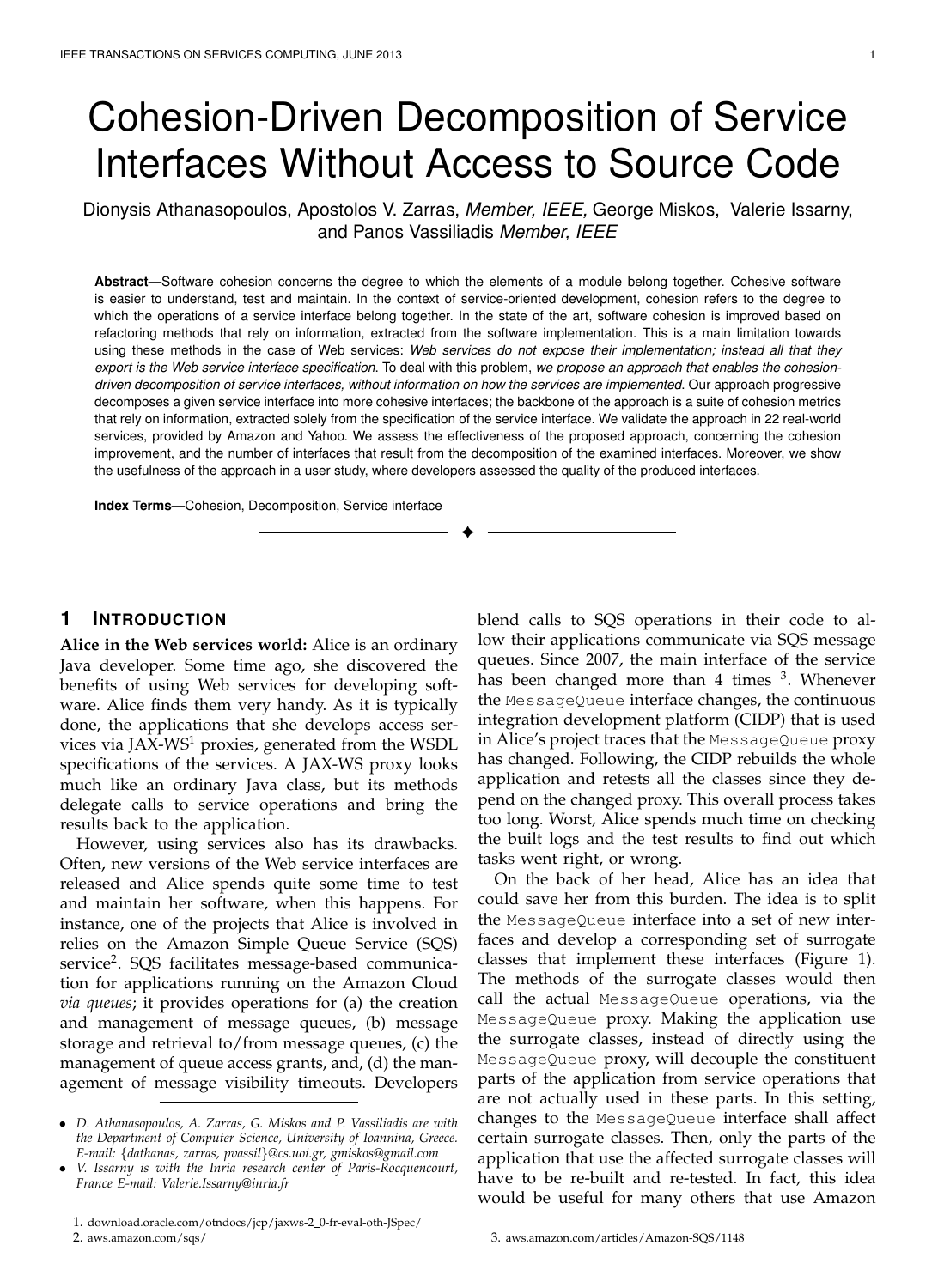# Cohesion-Driven Decomposition of Service Interfaces Without Access to Source Code

Dionysis Athanasopoulos, Apostolos V. Zarras, *Member, IEEE*, George Miskos, Valerie Issarny, and Panos Vassiliadis *Member, IEEE*

**Abstract**—Software cohesion concerns the degree to which the elements of a module belong together. Cohesive software is easier to understand, test and maintain. In the context of service-oriented development, cohesion refers to the degree to which the operations of a service interface belong together. In the state of the art, software cohesion is improved based on refactoring methods that rely on information, extracted from the software implementation. This is a main limitation towards using these methods in the case of Web services: *Web services do not expose their implementation; instead all that they export is the Web service interface specification*. To deal with this problem, *we propose an approach that enables the cohesion-driven decomposition of service interfaces, without information on how the services are implemented*. Our approach progressive decomposes a given service interface into more cohesive interfaces; the backbone of the approach is a suite of cohesion metrics that rely on information, extracted solely from the specification of the service interface. We validate the approach in 22 real-world services, provided by Amazon and Yahoo. We assess the effectiveness of the proposed approach, concerning the cohesion improvement, and the number of interfaces that result from the decomposition of the examined interfaces. Moreover, we show the usefulness of the approach in a user study, where developers assessed the quality of the produced interfaces.

**Index Terms**—Cohesion, Decomposition, Service interface

## 1 Introduction

**Alice in the Web services world:** Alice is an ordinary Java developer. Some time ago, she discovered the benefits of using Web services for developing software. Alice finds them very handy. As it is typically done, the applications that she develops access services via JAX-WS[1] proxies, generated from the WSDL specifications of the services. A JAX-WS proxy looks much like an ordinary Java class, but its methods delegate calls to service operations and bring the results back to the application.

However, using services also has its drawbacks. Often, new versions of the Web service interfaces are released and Alice spends quite some time to test and maintain her software, when this happens. For instance, one of the projects that Alice is involved in relies on the Amazon Simple Queue Service (SQS) service[2]. SQS facilitates message-based communication for applications running on the Amazon Cloud *via queues*; it provides operations for (a) the creation and management of message queues, (b) message storage and retrieval to/from message queues, (c) the management of queue access grants, and, (d) the management of message visibility timeouts. Developers blend calls to SQS operations in their code to allow their applications communicate via SQS message queues. Since 2007, the main interface of the service has been changed more than 4 times [3]. Whenever the `MessageQueue` interface changes, the continuous integration development platform (CIDP) that is used in Alice's project traces that the `MessageQueue` proxy has changed. Following, the CIDP rebuilds the whole application and retests all the classes since they depend on the changed proxy. This overall process takes too long. Worst, Alice spends much time on checking the built logs and the test results to find out which tasks went right, or wrong.

On the back of her head, Alice has an idea that could save her from this burden. The idea is to split the `MessageQueue` interface into a set of new interfaces and develop a corresponding set of surrogate classes that implement these interfaces (Figure 1). The methods of the surrogate classes would then call the actual `MessageQueue` operations, via the `MessageQueue` proxy. Making the application use the surrogate classes, instead of directly using the `MessageQueue` proxy, will decouple the constituent parts of the application from service operations that are not actually used in these parts. In this setting, changes to the `MessageQueue` interface shall affect certain surrogate classes. Then, only the parts of the application that use the affected surrogate classes will have to be re-built and re-tested. In fact, this idea would be useful for many others that use Amazon

- *D. Athanasopoulos, A. Zarras, G. Miskos and P. Vassiliadis are with the Department of Computer Science, University of Ioannina, Greece. E-mail: {dathanas, zarras, pvassil}@cs.uoi.gr, gmiskos@gmail.com*
- *V. Issarny is with the Inria research center of Paris-Rocquencourt, France E-mail: Valerie.Issarny@inria.fr*

1. download.oracle.com/otndocs/jcp/jaxws-2_0-fr-eval-oth-JSpec/
2. aws.amazon.com/sqs/
3. aws.amazon.com/articles/Amazon-SQS/1148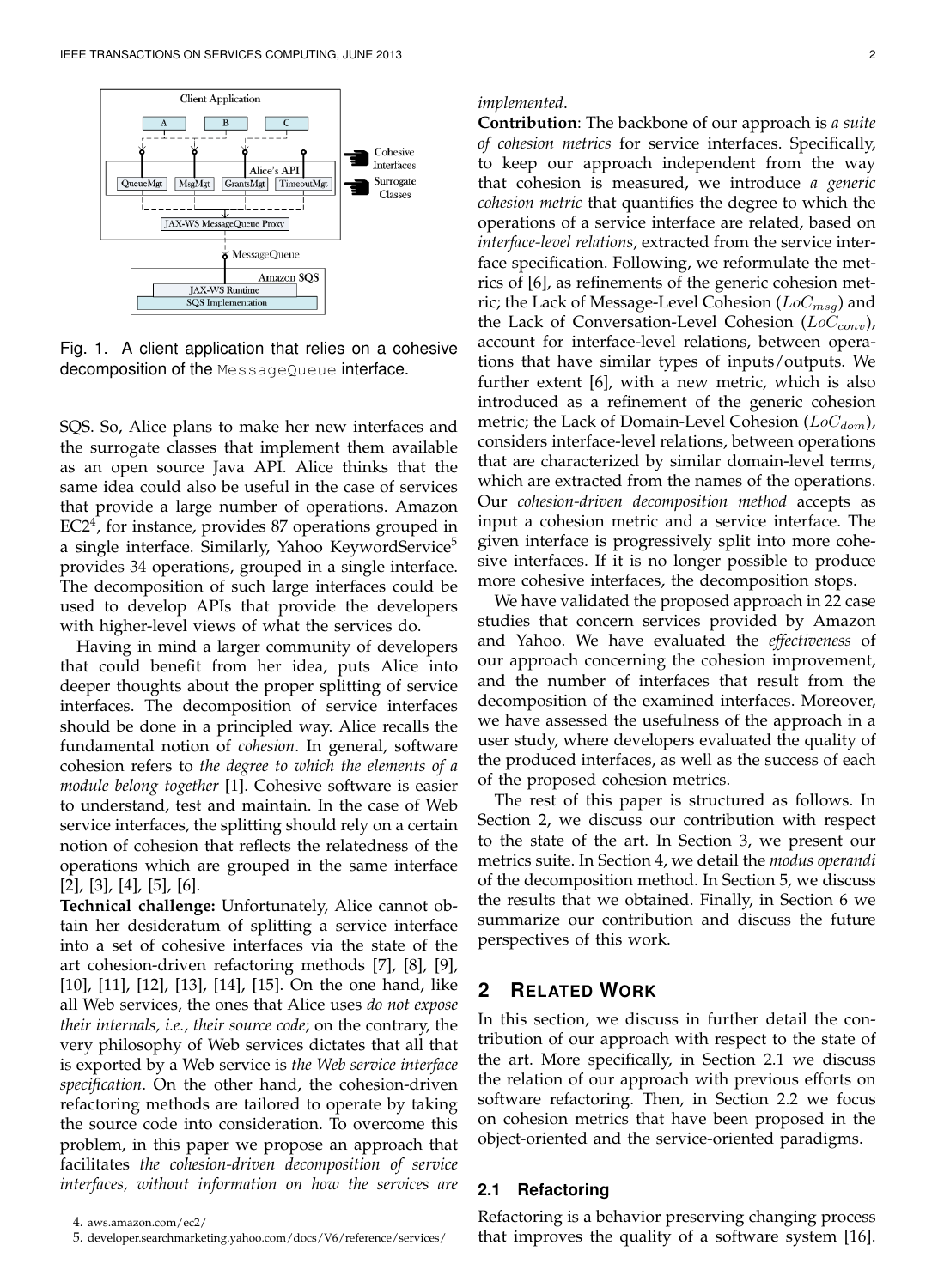Fig. 1. A client application that relies on a cohesive decomposition of the `MessageQueue` interface.

SQS. So, Alice plans to make her new interfaces and the surrogate classes that implement them available as an open source Java API. Alice thinks that the same idea could also be useful in the case of services that provide a large number of operations. Amazon EC2[4], for instance, provides 87 operations grouped in a single interface. Similarly, Yahoo KeywordService[5] provides 34 operations, grouped in a single interface. The decomposition of such large interfaces could be used to develop APIs that provide the developers with higher-level views of what the services do.

Having in mind a larger community of developers that could benefit from her idea, puts Alice into deeper thoughts about the proper splitting of service interfaces. The decomposition of service interfaces should be done in a principled way. Alice recalls the fundamental notion of *cohesion*. In general, software cohesion refers to *the degree to which the elements of a module belong together* [1]. Cohesive software is easier to understand, test and maintain. In the case of Web service interfaces, the splitting should rely on a certain notion of cohesion that reflects the relatedness of the operations which are grouped in the same interface [2], [3], [4], [5], [6].

**Technical challenge:** Unfortunately, Alice cannot obtain her desideratum of splitting a service interface into a set of cohesive interfaces via the state of the art cohesion-driven refactoring methods [7], [8], [9], [10], [11], [12], [13], [14], [15]. On the one hand, like all Web services, the ones that Alice uses *do not expose their internals, i.e., their source code*; on the contrary, the very philosophy of Web services dictates that all that is exported by a Web service is *the Web service interface specification*. On the other hand, the cohesion-driven refactoring methods are tailored to operate by taking the source code into consideration. To overcome this problem, in this paper we propose an approach that facilitates *the cohesion-driven decomposition of service interfaces, without information on how the services are implemented*.

**Contribution**: The backbone of our approach is *a suite of cohesion metrics* for service interfaces. Specifically, to keep our approach independent from the way that cohesion is measured, we introduce *a generic cohesion metric* that quantifies the degree to which the operations of a service interface are related, based on *interface-level relations*, extracted from the service interface specification. Following, we reformulate the metrics of [6], as refinements of the generic cohesion metric; the Lack of Message-Level Cohesion ($LoC_{msg}$) and the Lack of Conversation-Level Cohesion ($LoC_{conv}$), account for interface-level relations, between operations that have similar types of inputs/outputs. We further extent [6], with a new metric, which is also introduced as a refinement of the generic cohesion metric; the Lack of Domain-Level Cohesion ($LoC_{dom}$), considers interface-level relations, between operations that are characterized by similar domain-level terms, which are extracted from the names of the operations. Our *cohesion-driven decomposition method* accepts as input a cohesion metric and a service interface. The given interface is progressively split into more cohesive interfaces. If it is no longer possible to produce more cohesive interfaces, the decomposition stops.

We have validated the proposed approach in 22 case studies that concern services provided by Amazon and Yahoo. We have evaluated the *effectiveness* of our approach concerning the cohesion improvement, and the number of interfaces that result from the decomposition of the examined interfaces. Moreover, we have assessed the usefulness of the approach in a user study, where developers evaluated the quality of the produced interfaces, as well as the success of each of the proposed cohesion metrics.

The rest of this paper is structured as follows. In Section 2, we discuss our contribution with respect to the state of the art. In Section 3, we present our metrics suite. In Section 4, we detail the *modus operandi* of the decomposition method. In Section 5, we discuss the results that we obtained. Finally, in Section 6 we summarize our contribution and discuss the future perspectives of this work.

## 2 Related Work

In this section, we discuss in further detail the contribution of our approach with respect to the state of the art. More specifically, in Section 2.1 we discuss the relation of our approach with previous efforts on software refactoring. Then, in Section 2.2 we focus on cohesion metrics that have been proposed in the object-oriented and the service-oriented paradigms.

### 2.1 Refactoring

Refactoring is a behavior preserving changing process that improves the quality of a software system [16].

4. aws.amazon.com/ec2/
5. developer.searchmarketing.yahoo.com/docs/V6/reference/services/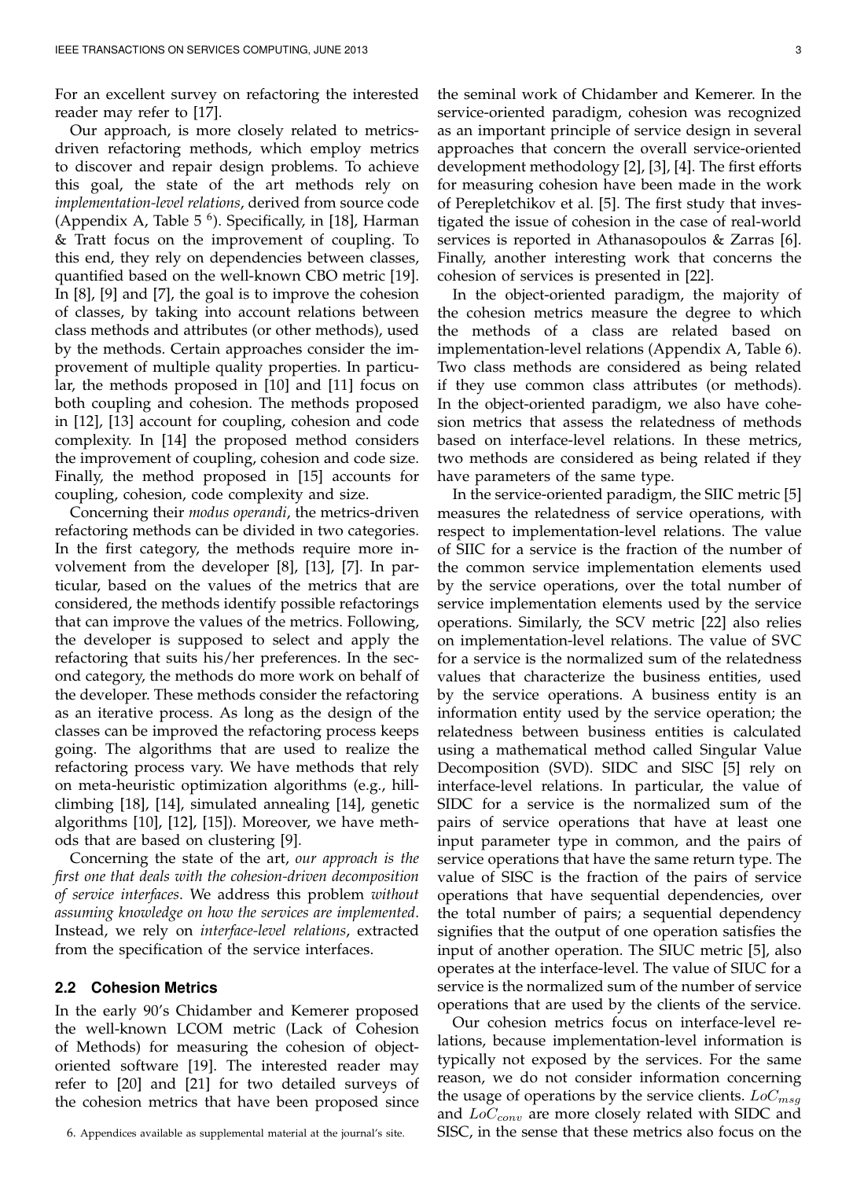For an excellent survey on refactoring the interested reader may refer to [17].

Our approach, is more closely related to metrics-driven refactoring methods, which employ metrics to discover and repair design problems. To achieve this goal, the state of the art methods rely on *implementation-level relations*, derived from source code (Appendix A, Table 5 [6]). Specifically, in [18], Harman & Tratt focus on the improvement of coupling. To this end, they rely on dependencies between classes, quantified based on the well-known CBO metric [19]. In [8], [9] and [7], the goal is to improve the cohesion of classes, by taking into account relations between class methods and attributes (or other methods), used by the methods. Certain approaches consider the improvement of multiple quality properties. In particular, the methods proposed in [10] and [11] focus on both coupling and cohesion. The methods proposed in [12], [13] account for coupling, cohesion and code complexity. In [14] the proposed method considers the improvement of coupling, cohesion and code size. Finally, the method proposed in [15] accounts for coupling, cohesion, code complexity and size.

Concerning their *modus operandi*, the metrics-driven refactoring methods can be divided in two categories. In the first category, the methods require more involvement from the developer [8], [13], [7]. In particular, based on the values of the metrics that are considered, the methods identify possible refactorings that can improve the values of the metrics. Following, the developer is supposed to select and apply the refactoring that suits his/her preferences. In the second category, the methods do more work on behalf of the developer. These methods consider the refactoring as an iterative process. As long as the design of the classes can be improved the refactoring process keeps going. The algorithms that are used to realize the refactoring process vary. We have methods that rely on meta-heuristic optimization algorithms (e.g., hill-climbing [18], [14], simulated annealing [14], genetic algorithms [10], [12], [15]). Moreover, we have methods that are based on clustering [9].

Concerning the state of the art, *our approach is the first one that deals with the cohesion-driven decomposition of service interfaces*. We address this problem *without assuming knowledge on how the services are implemented*. Instead, we rely on *interface-level relations*, extracted from the specification of the service interfaces.

### 2.2 Cohesion Metrics

In the early 90's Chidamber and Kemerer proposed the well-known LCOM metric (Lack of Cohesion of Methods) for measuring the cohesion of object-oriented software [19]. The interested reader may refer to [20] and [21] for two detailed surveys of the cohesion metrics that have been proposed since the seminal work of Chidamber and Kemerer. In the service-oriented paradigm, cohesion was recognized as an important principle of service design in several approaches that concern the overall service-oriented development methodology [2], [3], [4]. The first efforts for measuring cohesion have been made in the work of Perepletchikov et al. [5]. The first study that investigated the issue of cohesion in the case of real-world services is reported in Athanasopoulos & Zarras [6]. Finally, another interesting work that concerns the cohesion of services is presented in [22].

In the object-oriented paradigm, the majority of the cohesion metrics measure the degree to which the methods of a class are related based on implementation-level relations (Appendix A, Table 6). Two class methods are considered as being related if they use common class attributes (or methods). In the object-oriented paradigm, we also have cohesion metrics that assess the relatedness of methods based on interface-level relations. In these metrics, two methods are considered as being related if they have parameters of the same type.

In the service-oriented paradigm, the SIIC metric [5] measures the relatedness of service operations, with respect to implementation-level relations. The value of SIIC for a service is the fraction of the number of the common service implementation elements used by the service operations, over the total number of service implementation elements used by the service operations. Similarly, the SCV metric [22] also relies on implementation-level relations. The value of SVC for a service is the normalized sum of the relatedness values that characterize the business entities, used by the service operations. A business entity is an information entity used by the service operation; the relatedness between business entities is calculated using a mathematical method called Singular Value Decomposition (SVD). SIDC and SISC [5] rely on interface-level relations. In particular, the value of SIDC for a service is the normalized sum of the pairs of service operations that have at least one input parameter type in common, and the pairs of service operations that have the same return type. The value of SISC is the fraction of the pairs of service operations that have sequential dependencies, over the total number of pairs; a sequential dependency signifies that the output of one operation satisfies the input of another operation. The SIUC metric [5], also operates at the interface-level. The value of SIUC for a service is the normalized sum of the number of service operations that are used by the clients of the service.

Our cohesion metrics focus on interface-level relations, because implementation-level information is typically not exposed by the services. For the same reason, we do not consider information concerning the usage of operations by the service clients. $LoC_{msg}$ and $LoC_{conv}$ are more closely related with SIDC and SISC, in the sense that these metrics also focus on the

[6]. Appendices available as supplemental material at the journal's site.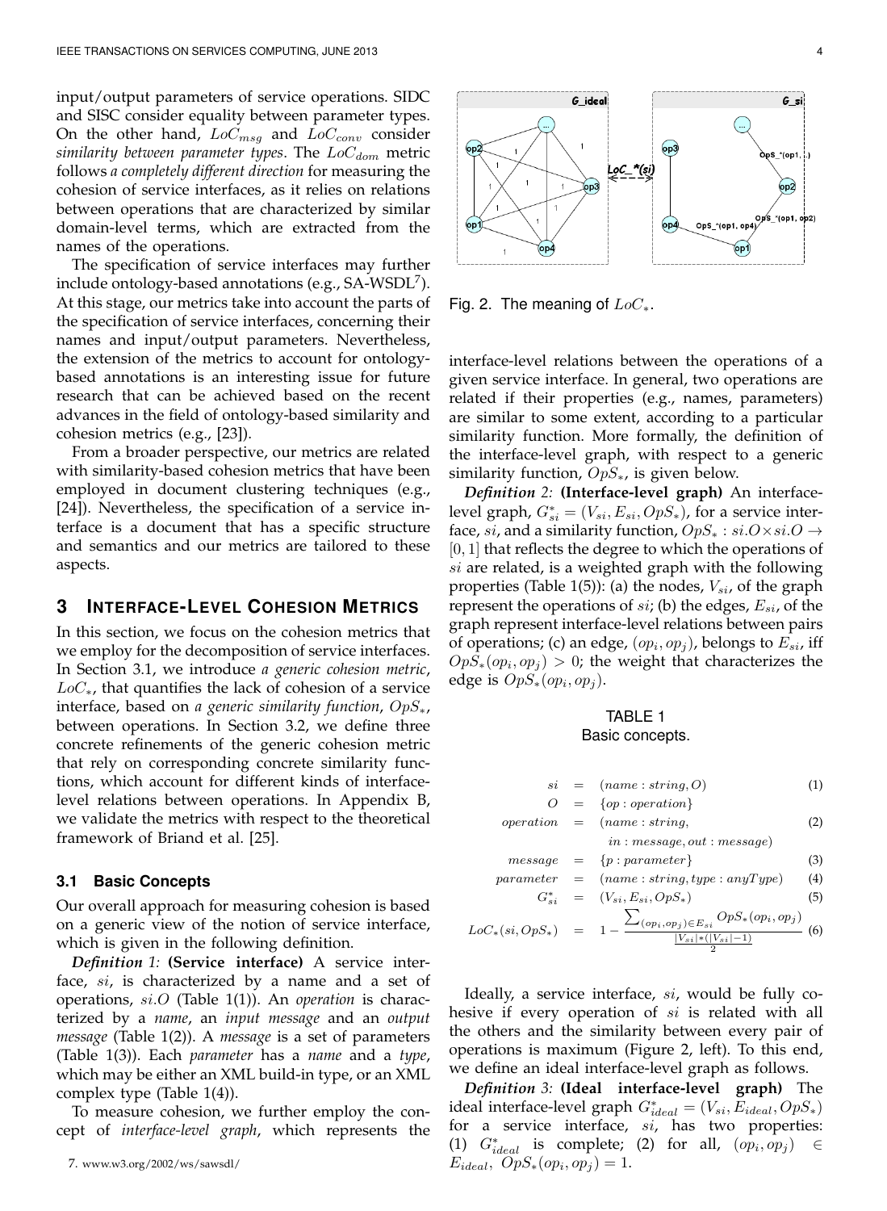input/output parameters of service operations. SIDC and SISC consider equality between parameter types. On the other hand, $LoC_{msg}$ and $LoC_{conv}$ consider *similarity between parameter types*. The $LoC_{dom}$ metric follows *a completely different direction* for measuring the cohesion of service interfaces, as it relies on relations between operations that are characterized by similar domain-level terms, which are extracted from the names of the operations.

The specification of service interfaces may further include ontology-based annotations (e.g., SA-WSDL[7]). At this stage, our metrics take into account the parts of the specification of service interfaces, concerning their names and input/output parameters. Nevertheless, the extension of the metrics to account for ontology-based annotations is an interesting issue for future research that can be achieved based on the recent advances in the field of ontology-based similarity and cohesion metrics (e.g., [23]).

From a broader perspective, our metrics are related with similarity-based cohesion metrics that have been employed in document clustering techniques (e.g., [24]). Nevertheless, the specification of a service interface is a document that has a specific structure and semantics and our metrics are tailored to these aspects.

## 3 Interface-Level Cohesion Metrics

In this section, we focus on the cohesion metrics that we employ for the decomposition of service interfaces. In Section 3.1, we introduce *a generic cohesion metric*, $LoC_*$, that quantifies the lack of cohesion of a service interface, based on *a generic similarity function*, $OpS_*$, between operations. In Section 3.2, we define three concrete refinements of the generic cohesion metric that rely on corresponding concrete similarity functions, which account for different kinds of interface-level relations between operations. In Appendix B, we validate the metrics with respect to the theoretical framework of Briand et al. [25].

### 3.1 Basic Concepts

Our overall approach for measuring cohesion is based on a generic view of the notion of service interface, which is given in the following definition.

***Definition 1:*** **(Service interface)** A service interface, $si$, is characterized by a name and a set of operations, $si.O$ (Table 1(1)). An *operation* is characterized by a *name*, an *input message* and an *output message* (Table 1(2)). A *message* is a set of parameters (Table 1(3)). Each *parameter* has a *name* and a *type*, which may be either an XML build-in type, or an XML complex type (Table 1(4)).

To measure cohesion, we further employ the concept of *interface-level graph*, which represents the interface-level relations between the operations of a given service interface. In general, two operations are related if their properties (e.g., names, parameters) are similar to some extent, according to a particular similarity function. More formally, the definition of the interface-level graph, with respect to a generic similarity function, $OpS_*$, is given below.

Fig. 2. The meaning of $LoC_*$.

***Definition 2:*** **(Interface-level graph)** An interface-level graph, $G^*_{si} = (V_{si}, E_{si}, OpS_*)$, for a service interface, $si$, and a similarity function, $OpS_* : si.O \times si.O \rightarrow [0,1]$ that reflects the degree to which the operations of $si$ are related, is a weighted graph with the following properties (Table 1(5)): (a) the nodes, $V_{si}$, of the graph represent the operations of $si$; (b) the edges, $E_{si}$, of the graph represent interface-level relations between pairs of operations; (c) an edge, $(op_i, op_j)$, belongs to $E_{si}$, iff $OpS_*(op_i, op_j) > 0$; the weight that characterizes the edge is $OpS_*(op_i, op_j)$.

TABLE 1
Basic concepts.

$$si = (name : string, O) \quad (1)$$

$$O = \{op : operation\}$$

$$operation = (name : string, in : message, out : message) \quad (2)$$

$$message = \{p : parameter\} \quad (3)$$

$$parameter = (name : string, type : anyType) \quad (4)$$

$$G^*_{si} = (V_{si}, E_{si}, OpS_*) \quad (5)$$

$$LoC_*(si, OpS_*) = 1 - \frac{\sum_{(op_i, op_j) \in E_{si}} OpS_*(op_i, op_j)}{\frac{|V_{si}| * (|V_{si}| - 1)}{2}} \quad (6)$$

Ideally, a service interface, $si$, would be fully cohesive if every operation of $si$ is related with all the others and the similarity between every pair of operations is maximum (Figure 2, left). To this end, we define an ideal interface-level graph as follows.

***Definition 3:*** **(Ideal interface-level graph)** The ideal interface-level graph $G^*_{ideal} = (V_{si}, E_{ideal}, OpS_*)$ for a service interface, $si$, has two properties: (1) $G^*_{ideal}$ is complete; (2) for all, $(op_i, op_j) \in E_{ideal}$, $OpS_*(op_i, op_j) = 1$.

7. www.w3.org/2002/ws/sawsdl/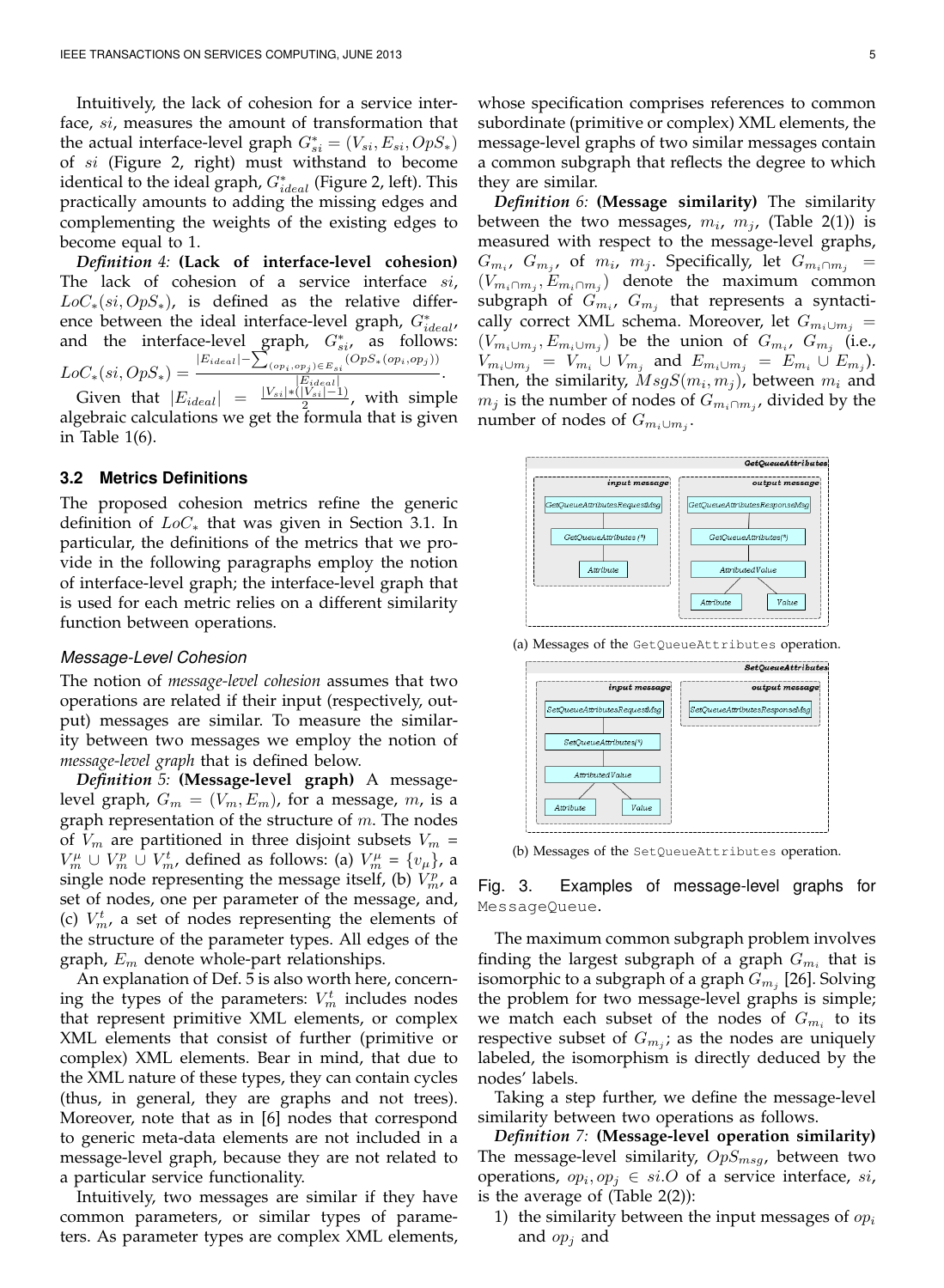Intuitively, the lack of cohesion for a service interface, $si$, measures the amount of transformation that the actual interface-level graph $G^*_{si} = (V_{si}, E_{si}, OpS_*)$ of $si$ (Figure 2, right) must withstand to become identical to the ideal graph, $G^*_{ideal}$ (Figure 2, left). This practically amounts to adding the missing edges and complementing the weights of the existing edges to become equal to 1.

***Definition 4:*** **(Lack of interface-level cohesion)** The lack of cohesion of a service interface $si$, $LoC_*(si, OpS_*)$, is defined as the relative difference between the ideal interface-level graph, $G^*_{ideal}$, and the interface-level graph, $G^*_{si}$, as follows: $LoC_*(si, OpS_*) = \frac{|E_{ideal}| - \sum_{(op_i, op_j) \in E_{si}} (OpS_*(op_i, op_j))}{|E_{ideal}|}$.

Given that $|E_{ideal}| = \frac{|V_{si}| * (|V_{si}| - 1)}{2}$, with simple algebraic calculations we get the formula that is given in Table 1(6).

### 3.2 Metrics Definitions

The proposed cohesion metrics refine the generic definition of $LoC_*$ that was given in Section 3.1. In particular, the definitions of the metrics that we provide in the following paragraphs employ the notion of interface-level graph; the interface-level graph that is used for each metric relies on a different similarity function between operations.

#### *Message-Level Cohesion*

The notion of *message-level cohesion* assumes that two operations are related if their input (respectively, output) messages are similar. To measure the similarity between two messages we employ the notion of *message-level graph* that is defined below.

***Definition 5:*** **(Message-level graph)** A message-level graph, $G_m = (V_m, E_m)$, for a message, $m$, is a graph representation of the structure of $m$. The nodes of $V_m$ are partitioned in three disjoint subsets $V_m = V^\mu_m \cup V^p_m \cup V^t_m$, defined as follows: (a) $V^\mu_m = \{v_\mu\}$, a single node representing the message itself, (b) $V^p_m$, a set of nodes, one per parameter of the message, and, (c) $V^t_m$, a set of nodes representing the elements of the structure of the parameter types. All edges of the graph, $E_m$ denote whole-part relationships.

An explanation of Def. 5 is also worth here, concerning the types of the parameters: $V^t_m$ includes nodes that represent primitive XML elements, or complex XML elements that consist of further (primitive or complex) XML elements. Bear in mind, that due to the XML nature of these types, they can contain cycles (thus, in general, they are graphs and not trees). Moreover, note that as in [6] nodes that correspond to generic meta-data elements are not included in a message-level graph, because they are not related to a particular service functionality.

Intuitively, two messages are similar if they have common parameters, or similar types of parameters. As parameter types are complex XML elements, whose specification comprises references to common subordinate (primitive or complex) XML elements, the message-level graphs of two similar messages contain a common subgraph that reflects the degree to which they are similar.

***Definition 6:*** **(Message similarity)** The similarity between the two messages, $m_i$, $m_j$, (Table 2(1)) is measured with respect to the message-level graphs, $G_{m_i}$, $G_{m_j}$, of $m_i$, $m_j$. Specifically, let $G_{m_i \cap m_j} = (V_{m_i \cap m_j}, E_{m_i \cap m_j})$ denote the maximum common subgraph of $G_{m_i}$, $G_{m_j}$ that represents a syntactically correct XML schema. Moreover, let $G_{m_i \cup m_j} = (V_{m_i \cup m_j}, E_{m_i \cup m_j})$ be the union of $G_{m_i}$, $G_{m_j}$ (i.e., $V_{m_i \cup m_j} = V_{m_i} \cup V_{m_j}$ and $E_{m_i \cup m_j} = E_{m_i} \cup E_{m_j}$). Then, the similarity, $MsgS(m_i, m_j)$, between $m_i$ and $m_j$ is the number of nodes of $G_{m_i \cap m_j}$, divided by the number of nodes of $G_{m_i \cup m_j}$.

(a) Messages of the `GetQueueAttributes` operation.

(b) Messages of the `SetQueueAttributes` operation.

Fig. 3. Examples of message-level graphs for `MessageQueue`.

The maximum common subgraph problem involves finding the largest subgraph of a graph $G_{m_i}$ that is isomorphic to a subgraph of a graph $G_{m_j}$ [26]. Solving the problem for two message-level graphs is simple; we match each subset of the nodes of $G_{m_i}$ to its respective subset of $G_{m_j}$; as the nodes are uniquely labeled, the isomorphism is directly deduced by the nodes' labels.

Taking a step further, we define the message-level similarity between two operations as follows.

***Definition 7:*** **(Message-level operation similarity)** The message-level similarity, $OpS_{msg}$, between two operations, $op_i, op_j \in si.O$ of a service interface, $si$, is the average of (Table 2(2)):

1) the similarity between the input messages of $op_i$ and $op_j$ and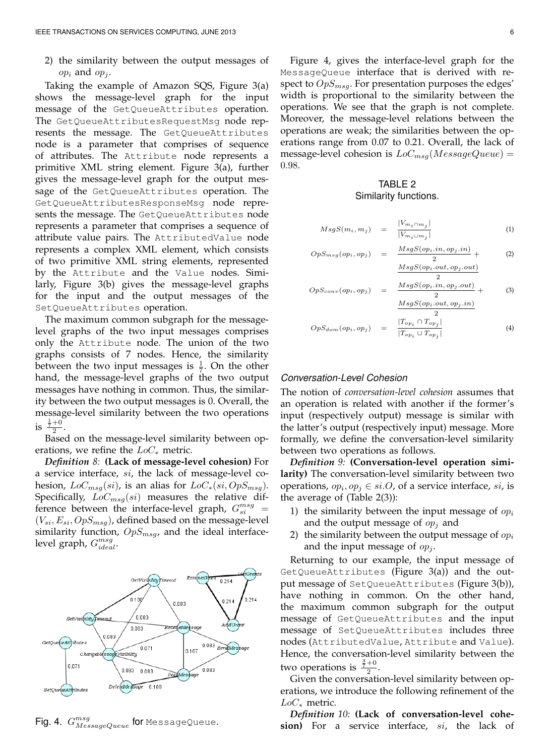2) the similarity between the output messages of $op_i$ and $op_j$.

Taking the example of Amazon SQS, Figure 3(a) shows the message-level graph for the input message of the `GetQueueAttributes` operation. The `GetQueueAttributesRequestMsg` node represents the message. The `GetQueueAttributes` node is a parameter that comprises of sequence of attributes. The `Attribute` node represents a primitive XML string element. Figure 3(a), further gives the message-level graph for the output message of the `GetQueueAttributes` operation. The `GetQueueAttributesResponseMsg` node represents the message. The `GetQueueAttributes` node represents a parameter that comprises a sequence of attribute value pairs. The `AttributedValue` node represents a complex XML element, which consists of two primitive XML string elements, represented by the `Attribute` and the `Value` nodes. Similarly, Figure 3(b) gives the message-level graphs for the input and the output messages of the `SetQueueAttributes` operation.

The maximum common subgraph for the message-level graphs of the two input messages comprises only the `Attribute` node. The union of the two graphs consists of 7 nodes. Hence, the similarity between the two input messages is $\frac{1}{7}$. On the other hand, the message-level graphs of the two output messages have nothing in common. Thus, the similarity between the two output messages is 0. Overall, the message-level similarity between the two operations is $\frac{\frac{1}{7}+0}{2}$.

Based on the message-level similarity between operations, we refine the $LoC_*$ metric.

***Definition 8:*** **(Lack of message-level cohesion)** For a service interface, $si$, the lack of message-level cohesion, $LoC_{msg}(si)$, is an alias for $LoC_*(si, OpS_{msg})$. Specifically, $LoC_{msg}(si)$ measures the relative difference between the interface-level graph, $G_{si}^{msg} = (V_{si}, E_{si}, OpS_{msg})$, defined based on the message-level similarity function, $OpS_{msg}$, and the ideal interface-level graph, $G_{ideal}^{msg}$.

Fig. 4. $G_{MessageQueue}^{msg}$ for `MessageQueue`.

Figure 4, gives the interface-level graph for the `MessageQueue` interface that is derived with respect to $OpS_{msg}$. For presentation purposes the edges' width is proportional to the similarity between the operations. We see that the graph is not complete. Moreover, the message-level relations between the operations are weak; the similarities between the operations range from 0.07 to 0.21. Overall, the lack of message-level cohesion is $LoC_{msg}(MessageQueue) = 0.98$.

TABLE 2
Similarity functions.

$$MsgS(m_i, m_j) = \frac{|V_{m_i \cap m_j}|}{|V_{m_i \cup m_j}|} \quad (1)$$

$$OpS_{msg}(op_i, op_j) = \frac{MsgS(op_i.in, op_j.in)}{2} + \frac{MsgS(op_i.out, op_j.out)}{2} \quad (2)$$

$$OpS_{conv}(op_i, op_j) = \frac{MsgS(op_i.in, op_j.out)}{2} + \frac{MsgS(op_i.out, op_j.in)}{2} \quad (3)$$

$$OpS_{dom}(op_i, op_j) = \frac{|T_{op_i} \cap T_{op_j}|}{|T_{op_i} \cup T_{op_j}|} \quad (4)$$

### *Conversation-Level Cohesion*

The notion of *conversation-level cohesion* assumes that an operation is related with another if the former's input (respectively output) message is similar with the latter's output (respectively input) message. More formally, we define the conversation-level similarity between two operations as follows.

***Definition 9:*** **(Conversation-level operation similarity)** The conversation-level similarity between two operations, $op_i, op_j \in si.O$, of a service interface, $si$, is the average of (Table 2(3)):

1) the similarity between the input message of $op_i$ and the output message of $op_j$ and
2) the similarity between the output message of $op_i$ and the input message of $op_j$.

Returning to our example, the input message of `GetQueueAttributes` (Figure 3(a)) and the output message of `SetQueueAttributes` (Figure 3(b)), have nothing in common. On the other hand, the maximum common subgraph for the output message of `GetQueueAttributes` and the input message of `SetQueueAttributes` includes three nodes (`AttributedValue`, `Attribute` and `Value`). Hence, the conversation-level similarity between the two operations is $\frac{\frac{3}{7}+0}{2}$.

Given the conversation-level similarity between operations, we introduce the following refinement of the $LoC_*$ metric.

***Definition 10:*** **(Lack of conversation-level cohesion)** For a service interface, $si$, the lack of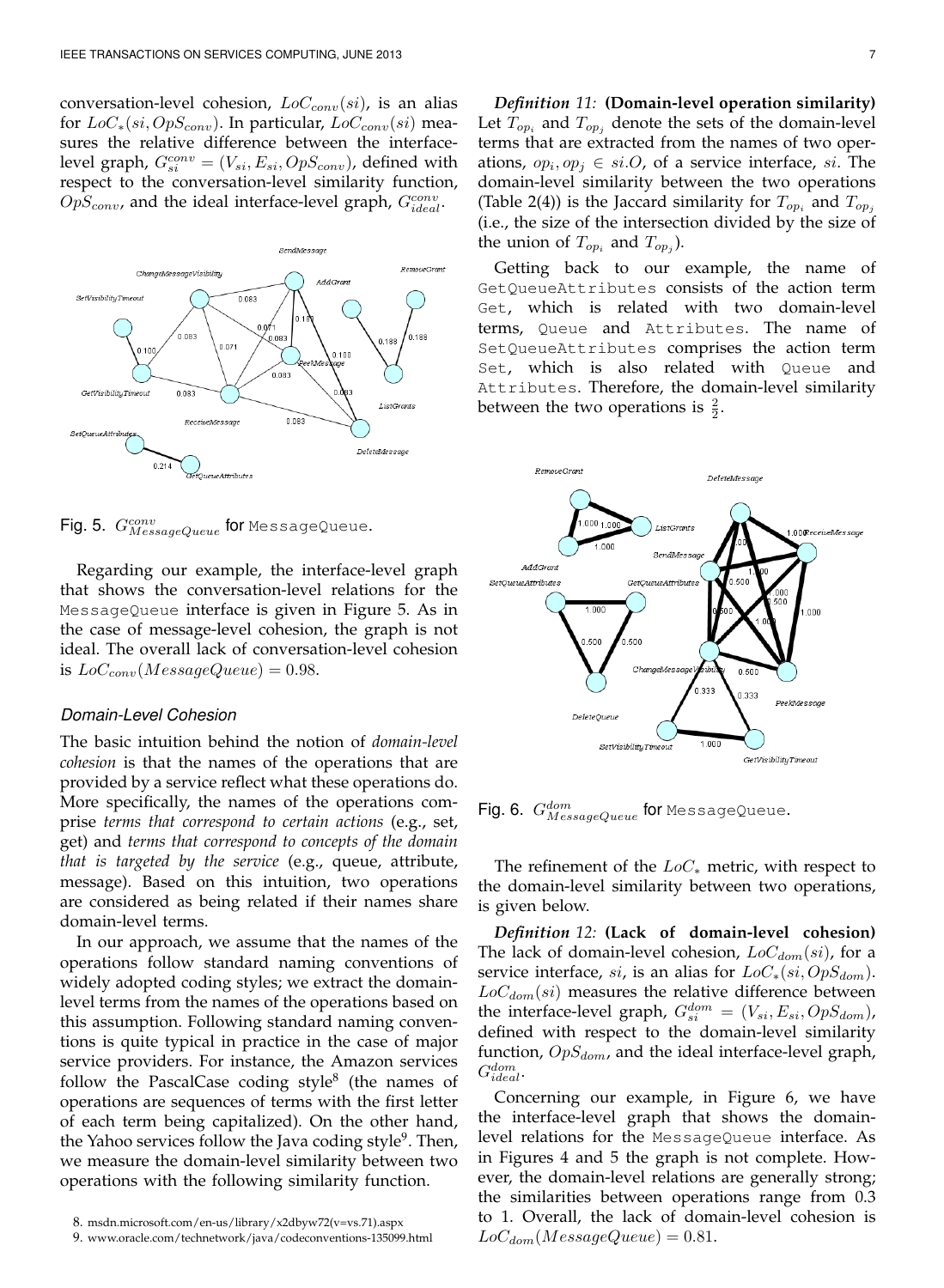conversation-level cohesion, $LoC_{conv}(si)$, is an alias for $LoC_*(si, OpS_{conv})$. In particular, $LoC_{conv}(si)$ measures the relative difference between the interface-level graph, $G_{si}^{conv} = (V_{si}, E_{si}, OpS_{conv})$, defined with respect to the conversation-level similarity function, $OpS_{conv}$, and the ideal interface-level graph, $G_{ideal}^{conv}$.

Fig. 5. $G_{MessageQueue}^{conv}$ for `MessageQueue`.

Regarding our example, the interface-level graph that shows the conversation-level relations for the `MessageQueue` interface is given in Figure 5. As in the case of message-level cohesion, the graph is not ideal. The overall lack of conversation-level cohesion is $LoC_{conv}(MessageQueue) = 0.98$.

### Domain-Level Cohesion

The basic intuition behind the notion of *domain-level cohesion* is that the names of the operations that are provided by a service reflect what these operations do. More specifically, the names of the operations comprise *terms that correspond to certain actions* (e.g., set, get) and *terms that correspond to concepts of the domain that is targeted by the service* (e.g., queue, attribute, message). Based on this intuition, two operations are considered as being related if their names share domain-level terms.

In our approach, we assume that the names of the operations follow standard naming conventions of widely adopted coding styles; we extract the domain-level terms from the names of the operations based on this assumption. Following standard naming conventions is quite typical in practice in the case of major service providers. For instance, the Amazon services follow the PascalCase coding style[8] (the names of operations are sequences of terms with the first letter of each term being capitalized). On the other hand, the Yahoo services follow the Java coding style[9]. Then, we measure the domain-level similarity between two operations with the following similarity function.

***Definition 11:*** **(Domain-level operation similarity)** Let $T_{op_i}$ and $T_{op_j}$ denote the sets of the domain-level terms that are extracted from the names of two operations, $op_i, op_j \in si.O$, of a service interface, $si$. The domain-level similarity between the two operations (Table 2(4)) is the Jaccard similarity for $T_{op_i}$ and $T_{op_j}$ (i.e., the size of the intersection divided by the size of the union of $T_{op_i}$ and $T_{op_j}$).

Getting back to our example, the name of `GetQueueAttributes` consists of the action term `Get`, which is related with two domain-level terms, `Queue` and `Attributes`. The name of `SetQueueAttributes` comprises the action term `Set`, which is also related with `Queue` and `Attributes`. Therefore, the domain-level similarity between the two operations is $\frac{2}{2}$.

Fig. 6. $G_{MessageQueue}^{dom}$ for `MessageQueue`.

The refinement of the $LoC_*$ metric, with respect to the domain-level similarity between two operations, is given below.

***Definition 12:*** **(Lack of domain-level cohesion)** The lack of domain-level cohesion, $LoC_{dom}(si)$, for a service interface, $si$, is an alias for $LoC_*(si, OpS_{dom})$. $LoC_{dom}(si)$ measures the relative difference between the interface-level graph, $G_{si}^{dom} = (V_{si}, E_{si}, OpS_{dom})$, defined with respect to the domain-level similarity function, $OpS_{dom}$, and the ideal interface-level graph, $G_{ideal}^{dom}$.

Concerning our example, in Figure 6, we have the interface-level graph that shows the domain-level relations for the `MessageQueue` interface. As in Figures 4 and 5 the graph is not complete. However, the domain-level relations are generally strong; the similarities between operations range from 0.3 to 1. Overall, the lack of domain-level cohesion is $LoC_{dom}(MessageQueue) = 0.81$.

8. msdn.microsoft.com/en-us/library/x2dbyw72(v=vs.71).aspx

9. www.oracle.com/technetwork/java/codeconventions-135099.html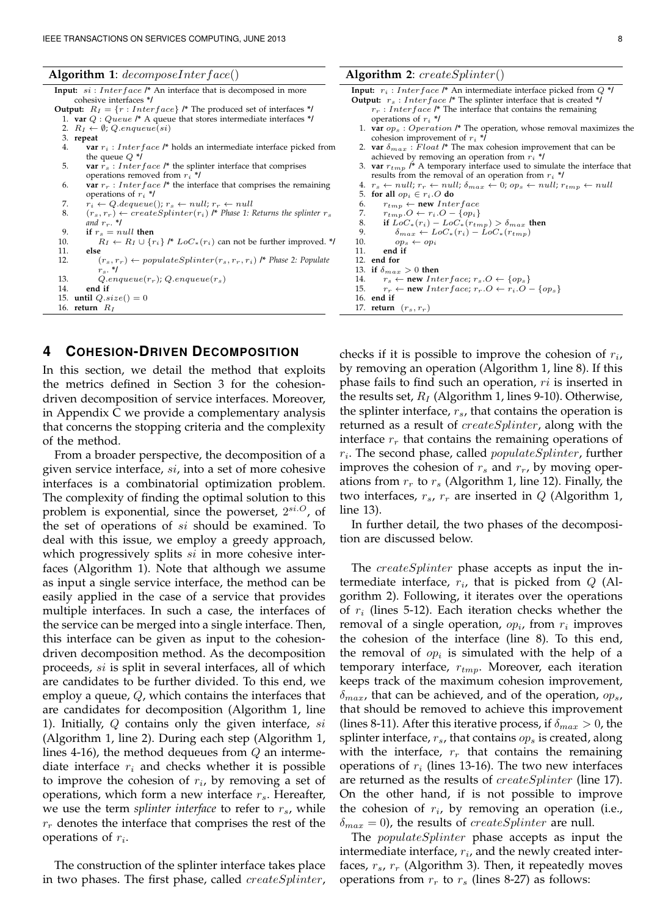**Algorithm 1**: $decomposeInterface()$

```
Input: si : Interface /* An interface that is decomposed in more
       cohesive interfaces */
Output: R_I = {r : Interface} /* The produced set of interfaces */
 1. var Q : Queue /* A queue that stores intermediate interfaces */
 2. R_I ← ∅; Q.enqueue(si)
 3. repeat
 4.   var r_i : Interface /* holds an intermediate interface picked from
      the queue Q */
 5.   var r_s : Interface /* the splinter interface that comprises
      operations removed from r_i */
 6.   var r_r : Interface /* the interface that comprises the remaining
      operations of r_i */
 7.   r_i ← Q.dequeue(); r_s ← null; r_r ← null
 8.   (r_s, r_r) ← createSplinter(r_i) /* Phase 1: Returns the splinter r_s
      and r_r. */
 9.   if r_s = null then
10.     R_I ← R_I ∪ {r_i} /* LoC_*(r_i) can not be further improved. */
11.   else
12.     (r_s, r_r) ← populateSplinter(r_s, r_r, r_i) /* Phase 2: Populate
        r_s. */
13.     Q.enqueue(r_r); Q.enqueue(r_s)
14.   end if
15. until Q.size() = 0
16. return R_I
```

**Algorithm 2**: $createSplinter()$

```
Input: r_i : Interface /* An intermediate interface picked from Q */
Output: r_s : Interface /* The splinter interface that is created */
        r_r : Interface /* The interface that contains the remaining
        operations of r_i */
 1. var op_s : Operation /* The operation, whose removal maximizes the
    cohesion improvement of r_i */
 2. var δ_max : Float /* The max cohesion improvement that can be
    achieved by removing an operation from r_i */
 3. var r_tmp /* A temporary interface used to simulate the interface that
    results from the removal of an operation from r_i */
 4. r_s ← null; r_r ← null; δ_max ← 0; op_s ← null; r_tmp ← null
 5. for all op_i ∈ r_i.O do
 6.   r_tmp ← new Interface
 7.   r_tmp.O ← r_i.O − {op_i}
 8.   if LoC_*(r_i) − LoC_*(r_tmp) > δ_max then
 9.     δ_max ← LoC_*(r_i) − LoC_*(r_tmp)
10.     op_s ← op_i
11.   end if
12. end for
13. if δ_max > 0 then
14.   r_s ← new Interface; r_s.O ← {op_s}
15.   r_r ← new Interface; r_r.O ← r_i.O − {op_s}
16. end if
17. return (r_s, r_r)
```

## 4 Cohesion-Driven Decomposition

In this section, we detail the method that exploits the metrics defined in Section 3 for the cohesion-driven decomposition of service interfaces. Moreover, in Appendix C we provide a complementary analysis that concerns the stopping criteria and the complexity of the method.

From a broader perspective, the decomposition of a given service interface, $si$, into a set of more cohesive interfaces is a combinatorial optimization problem. The complexity of finding the optimal solution to this problem is exponential, since the powerset, $2^{si.O}$, of the set of operations of $si$ should be examined. To deal with this issue, we employ a greedy approach, which progressively splits $si$ in more cohesive interfaces (Algorithm 1). Note that although we assume as input a single service interface, the method can be easily applied in the case of a service that provides multiple interfaces. In such a case, the interfaces of the service can be merged into a single interface. Then, this interface can be given as input to the cohesion-driven decomposition method. As the decomposition proceeds, $si$ is split in several interfaces, all of which are candidates to be further divided. To this end, we employ a queue, $Q$, which contains the interfaces that are candidates for decomposition (Algorithm 1, line 1). Initially, $Q$ contains only the given interface, $si$ (Algorithm 1, line 2). During each step (Algorithm 1, lines 4-16), the method dequeues from $Q$ an intermediate interface $r_i$ and checks whether it is possible to improve the cohesion of $r_i$, by removing a set of operations, which form a new interface $r_s$. Hereafter, we use the term *splinter interface* to refer to $r_s$, while $r_r$ denotes the interface that comprises the rest of the operations of $r_i$.

The construction of the splinter interface takes place in two phases. The first phase, called $createSplinter$, checks if it is possible to improve the cohesion of $r_i$, by removing an operation (Algorithm 1, line 8). If this phase fails to find such an operation, $ri$ is inserted in the results set, $R_I$ (Algorithm 1, lines 9-10). Otherwise, the splinter interface, $r_s$, that contains the operation is returned as a result of $createSplinter$, along with the interface $r_r$ that contains the remaining operations of $r_i$. The second phase, called $populateSplinter$, further improves the cohesion of $r_s$ and $r_r$, by moving operations from $r_r$ to $r_s$ (Algorithm 1, line 12). Finally, the two interfaces, $r_s$, $r_r$ are inserted in $Q$ (Algorithm 1, line 13).

In further detail, the two phases of the decomposition are discussed below.

The $createSplinter$ phase accepts as input the intermediate interface, $r_i$, that is picked from $Q$ (Algorithm 2). Following, it iterates over the operations of $r_i$ (lines 5-12). Each iteration checks whether the removal of a single operation, $op_i$, from $r_i$ improves the cohesion of the interface (line 8). To this end, the removal of $op_i$ is simulated with the help of a temporary interface, $r_{tmp}$. Moreover, each iteration keeps track of the maximum cohesion improvement, $\delta_{max}$, that can be achieved, and of the operation, $op_s$, that should be removed to achieve this improvement (lines 8-11). After this iterative process, if $\delta_{max} > 0$, the splinter interface, $r_s$, that contains $op_s$ is created, along with the interface, $r_r$ that contains the remaining operations of $r_i$ (lines 13-16). The two new interfaces are returned as the results of $createSplinter$ (line 17). On the other hand, if is not possible to improve the cohesion of $r_i$, by removing an operation (i.e., $\delta_{max} = 0$), the results of $createSplinter$ are null.

The $populateSplinter$ phase accepts as input the intermediate interface, $r_i$, and the newly created interfaces, $r_s$, $r_r$ (Algorithm 3). Then, it repeatedly moves operations from $r_r$ to $r_s$ (lines 8-27) as follows: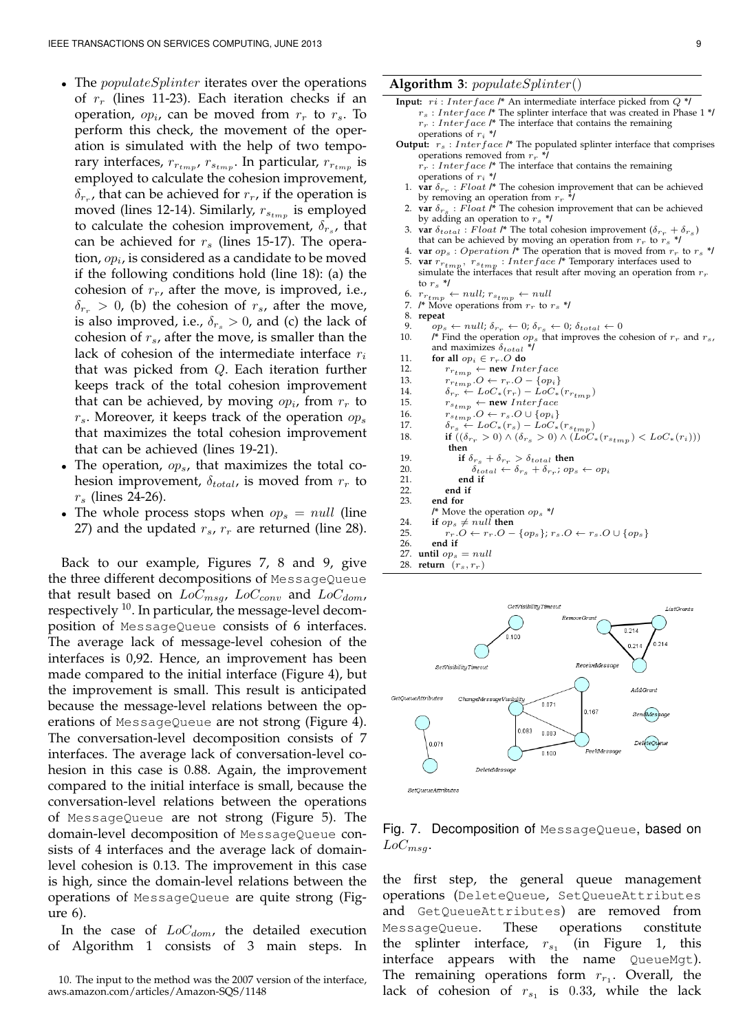- The *populateSplinter* iterates over the operations of $r_r$ (lines 11-23). Each iteration checks if an operation, $op_i$, can be moved from $r_r$ to $r_s$. To perform this check, the movement of the operation is simulated with the help of two temporary interfaces, $r_{r_{tmp}}$, $r_{s_{tmp}}$. In particular, $r_{r_{tmp}}$ is employed to calculate the cohesion improvement, $\delta_{r_r}$, that can be achieved for $r_r$, if the operation is moved (lines 12-14). Similarly, $r_{s_{tmp}}$ is employed to calculate the cohesion improvement, $\delta_{r_s}$, that can be achieved for $r_s$ (lines 15-17). The operation, $op_i$, is considered as a candidate to be moved if the following conditions hold (line 18): (a) the cohesion of $r_r$, after the move, is improved, i.e., $\delta_{r_r} > 0$, (b) the cohesion of $r_s$, after the move, is also improved, i.e., $\delta_{r_s} > 0$, and (c) the lack of cohesion of $r_s$, after the move, is smaller than the lack of cohesion of the intermediate interface $r_i$ that was picked from $Q$. Each iteration further keeps track of the total cohesion improvement that can be achieved, by moving $op_i$, from $r_r$ to $r_s$. Moreover, it keeps track of the operation $op_s$ that maximizes the total cohesion improvement that can be achieved (lines 19-21).
- The operation, $op_s$, that maximizes the total cohesion improvement, $\delta_{total}$, is moved from $r_r$ to $r_s$ (lines 24-26).
- The whole process stops when $op_s = null$ (line 27) and the updated $r_s$, $r_r$ are returned (line 28).

Back to our example, Figures 7, 8 and 9, give the three different decompositions of `MessageQueue` that result based on $LoC_{msg}$, $LoC_{conv}$ and $LoC_{dom}$, respectively [10]. In particular, the message-level decomposition of `MessageQueue` consists of 6 interfaces. The average lack of message-level cohesion of the interfaces is 0,92. Hence, an improvement has been made compared to the initial interface (Figure 4), but the improvement is small. This result is anticipated because the message-level relations between the operations of `MessageQueue` are not strong (Figure 4). The conversation-level decomposition consists of 7 interfaces. The average lack of conversation-level cohesion in this case is 0.88. Again, the improvement compared to the initial interface is small, because the conversation-level relations between the operations of `MessageQueue` are not strong (Figure 5). The domain-level decomposition of `MessageQueue` consists of 4 interfaces and the average lack of domain-level cohesion is 0.13. The improvement in this case is high, since the domain-level relations between the operations of `MessageQueue` are quite strong (Figure 6).

In the case of $LoC_{dom}$, the detailed execution of Algorithm 1 consists of 3 main steps. In the first step, the general queue management operations (`DeleteQueue`, `SetQueueAttributes` and `GetQueueAttributes`) are removed from `MessageQueue`. These operations constitute the splinter interface, $r_{s_1}$ (in Figure 1, this interface appears with the name `QueueMgt`). The remaining operations form $r_{r_1}$. Overall, the lack of cohesion of $r_{s_1}$ is 0.33, while the lack

**Algorithm 3**: $populateSplinter()$

```
Input:  ri : Interface /* An intermediate interface picked from Q */
        r_s : Interface /* The splinter interface that was created in Phase 1 */
        r_r : Interface /* The interface that contains the remaining
        operations of r_i */
Output: r_s : Interface /* The populated splinter interface that comprises
        operations removed from r_r */
        r_r : Interface /* The interface that contains the remaining
        operations of r_i */
1.  var δ_{r_r} : Float /* The cohesion improvement that can be achieved
    by removing an operation from r_r */
2.  var δ_{r_s} : Float /* The cohesion improvement that can be achieved
    by adding an operation to r_s */
3.  var δ_total : Float /* The total cohesion improvement (δ_{r_r} + δ_{r_s})
    that can be achieved by moving an operation from r_r to r_s */
4.  var op_s : Operation /* The operation that is moved from r_r to r_s */
5.  var r_{r_tmp}, r_{s_tmp} : Interface /* Temporary interfaces used to
    simulate the interfaces that result after moving an operation from r_r
    to r_s */
6.  r_{r_tmp} ← null; r_{s_tmp} ← null
7.  /* Move operations from r_r to r_s */
8.  repeat
9.      op_s ← null; δ_{r_r} ← 0; δ_{r_s} ← 0; δ_total ← 0
10.     /* Find the operation op_s that improves the cohesion of r_r and r_s,
        and maximizes δ_total */
11.     for all op_i ∈ r_r.O do
12.         r_{r_tmp} ← new Interface
13.         r_{r_tmp}.O ← r_r.O − {op_i}
14.         δ_{r_r} ← LoC_*(r_r) − LoC_*(r_{r_tmp})
15.         r_{s_tmp} ← new Interface
16.         r_{s_tmp}.O ← r_s.O ∪ {op_i}
17.         δ_{r_s} ← LoC_*(r_s) − LoC_*(r_{s_tmp})
18.         if ((δ_{r_r} > 0) ∧ (δ_{r_s} > 0) ∧ (LoC_*(r_{s_tmp}) < LoC_*(r_i)))
            then
19.             if δ_{r_s} + δ_{r_r} > δ_total then
20.                 δ_total ← δ_{r_s} + δ_{r_r}; op_s ← op_i
21.             end if
22.         end if
23.     end for
        /* Move the operation op_s */
24.     if op_s ≠ null then
25.         r_r.O ← r_r.O − {op_s}; r_s.O ← r_s.O ∪ {op_s}
26.     end if
27. until op_s = null
28. return (r_s, r_r)
```

Fig. 7. Decomposition of `MessageQueue`, based on $LoC_{msg}$.

10. The input to the method was the 2007 version of the interface, aws.amazon.com/articles/Amazon-SQS/1148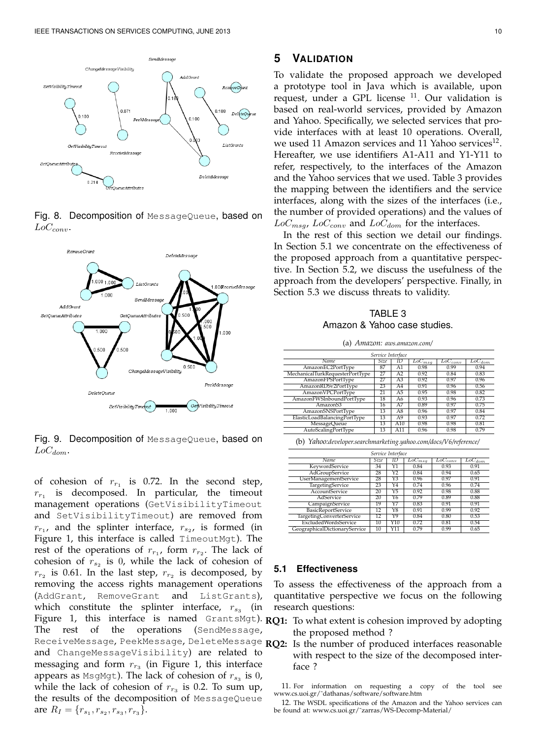Fig. 8. Decomposition of MessageQueue, based on $LoC_{conv}$.

Fig. 9. Decomposition of MessageQueue, based on $LoC_{dom}$.

of cohesion of $r_{r_1}$ is 0.72. In the second step, $r_{r_1}$ is decomposed. In particular, the timeout management operations (GetVisibilityTimeout and SetVisibilityTimeout) are removed from $r_{r_1}$, and the splinter interface, $r_{s_2}$, is formed (in Figure 1, this interface is called TimeoutMgt). The rest of the operations of $r_{r_1}$, form $r_{r_2}$. The lack of cohesion of $r_{s_2}$ is 0, while the lack of cohesion of $r_{r_2}$ is 0.61. In the last step, $r_{r_2}$ is decomposed, by removing the access rights management operations (AddGrant, RemoveGrant and ListGrants), which constitute the splinter interface, $r_{s_3}$ (in Figure 1, this interface is named GrantsMgt). The rest of the operations (SendMessage, ReceiveMessage, PeekMessage, DeleteMessage and ChangeMessageVisibility) are related to messaging and form $r_{r_3}$ (in Figure 1, this interface appears as MsgMgt). The lack of cohesion of $r_{s_3}$ is 0, while the lack of cohesion of $r_{r_3}$ is 0.2. To sum up, the results of the decomposition of MessageQueue are $R_I = \{r_{s_1}, r_{s_2}, r_{s_3}, r_{r_3}\}$.

## 5 Validation

To validate the proposed approach we developed a prototype tool in Java which is available, upon request, under a GPL license [11]. Our validation is based on real-world services, provided by Amazon and Yahoo. Specifically, we selected services that provide interfaces with at least 10 operations. Overall, we used 11 Amazon services and 11 Yahoo services[12]. Hereafter, we use identifiers A1-A11 and Y1-Y11 to refer, respectively, to the interfaces of the Amazon and the Yahoo services that we used. Table 3 provides the mapping between the identifiers and the service interfaces, along with the sizes of the interfaces (i.e., the number of provided operations) and the values of $LoC_{msg}$, $LoC_{conv}$ and $LoC_{dom}$ for the interfaces.

In the rest of this section we detail our findings. In Section 5.1 we concentrate on the effectiveness of the proposed approach from a quantitative perspective. In Section 5.2, we discuss the usefulness of the approach from the developers' perspective. Finally, in Section 5.3 we discuss threats to validity.

TABLE 3
Amazon & Yahoo case studies.

(a) *Amazon: aws.amazon.com/*

| Service Interface | | | | | |
|---|---|---|---|---|---|
| *Name* | *Size* | *ID* | $LoC_{msg}$ | $LoC_{conv}$ | $LoC_{dom}$ |
| AmazonEC2PortType | 87 | A1 | 0.98 | 0.99 | 0.94 |
| MechanicalTurkRequesterPortType | 27 | A2 | 0.92 | 0.84 | 0.83 |
| AmazonFPSPortType | 27 | A3 | 0.92 | 0.97 | 0.96 |
| AmazonRDSv2PortType | 23 | A4 | 0.91 | 0.96 | 0.56 |
| AmazonVPCPortType | 21 | A5 | 0.95 | 0.98 | 0.82 |
| AmazonFWSInboundPortType | 18 | A6 | 0.93 | 0.96 | 0.73 |
| AmazonS3 | 16 | A7 | 0.89 | 0.97 | 0.75 |
| AmazonSNSPortType | 13 | A8 | 0.96 | 0.97 | 0.84 |
| ElasticLoadBalancingPortType | 13 | A9 | 0.93 | 0.97 | 0.72 |
| MessageQueue | 13 | A10 | 0.98 | 0.98 | 0.81 |
| AutoScalingPortType | 13 | A11 | 0.96 | 0.98 | 0.79 |

(b) *Yahoo:developer.searchmarketing.yahoo.com/docs/V6/reference/*

| Service Interface | | | | | |
|---|---|---|---|---|---|
| *Name* | *Size* | *ID* | $LoC_{msg}$ | $LoC_{conv}$ | $LoC_{dom}$ |
| KeywordService | 34 | Y1 | 0.84 | 0.93 | 0.91 |
| AdGroupService | 28 | Y2 | 0.84 | 0.94 | 0.65 |
| UserManagementService | 28 | Y3 | 0.96 | 0.97 | 0.91 |
| TargetingService | 23 | Y4 | 0.74 | 0.96 | 0.74 |
| AccountService | 20 | Y5 | 0.92 | 0.98 | 0.88 |
| AdService | 20 | Y6 | 0.79 | 0.89 | 0.88 |
| CampaignService | 19 | Y7 | 0.83 | 0.91 | 0.91 |
| BasicReportService | 12 | Y8 | 0.91 | 0.99 | 0.92 |
| TargetingConverterService | 12 | Y9 | 0.84 | 0.80 | 0.53 |
| ExcludedWordsService | 10 | Y10 | 0.72 | 0.81 | 0.54 |
| GeographicalDictionaryService | 10 | Y11 | 0.79 | 0.99 | 0.65 |

### 5.1 Effectiveness

To assess the effectiveness of the approach from a quantitative perspective we focus on the following research questions:

**RQ1:** To what extent is cohesion improved by adopting the proposed method ?

**RQ2:** Is the number of produced interfaces reasonable with respect to the size of the decomposed interface ?

11. For information on requesting a copy of the tool see www.cs.uoi.gr/~dathanas/software/software.htm

12. The WSDL specifications of the Amazon and the Yahoo services can be found at: www.cs.uoi.gr/~zarras/WS-Decomp-Material/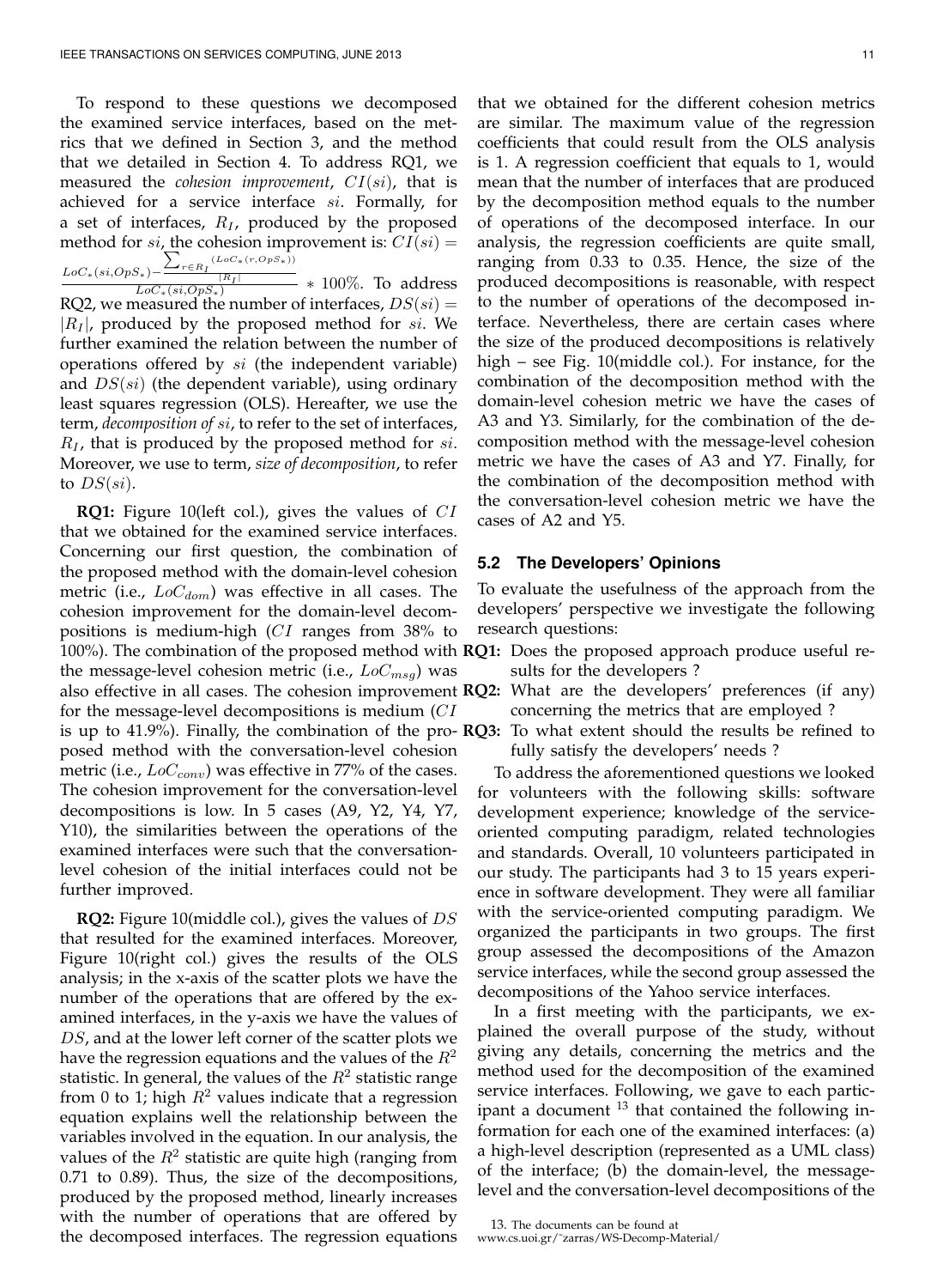To respond to these questions we decomposed the examined service interfaces, based on the metrics that we defined in Section 3, and the method that we detailed in Section 4. To address RQ1, we measured the *cohesion improvement*, $CI(si)$, that is achieved for a service interface $si$. Formally, for a set of interfaces, $R_I$, produced by the proposed method for $si$, the cohesion improvement is: $CI(si) = \frac{LoC_*(si,OpS_*) - \frac{\sum_{r \in R_I}(LoC_*(r,OpS_*))}{|R_I|}}{LoC_*(si,OpS_*)} * 100\%$. To address RQ2, we measured the number of interfaces, $DS(si) = |R_I|$, produced by the proposed method for $si$. We further examined the relation between the number of operations offered by $si$ (the independent variable) and $DS(si)$ (the dependent variable), using ordinary least squares regression (OLS). Hereafter, we use the term, *decomposition of si*, to refer to the set of interfaces, $R_I$, that is produced by the proposed method for $si$. Moreover, we use to term, *size of decomposition*, to refer to $DS(si)$.

**RQ1:** Figure 10(left col.), gives the values of $CI$ that we obtained for the examined service interfaces. Concerning our first question, the combination of the proposed method with the domain-level cohesion metric (i.e., $LoC_{dom}$) was effective in all cases. The cohesion improvement for the domain-level decompositions is medium-high ($CI$ ranges from 38% to 100%). The combination of the proposed method with the message-level cohesion metric (i.e., $LoC_{msg}$) was also effective in all cases. The cohesion improvement for the message-level decompositions is medium ($CI$ is up to 41.9%). Finally, the combination of the proposed method with the conversation-level cohesion metric (i.e., $LoC_{conv}$) was effective in 77% of the cases. The cohesion improvement for the conversation-level decompositions is low. In 5 cases (A9, Y2, Y4, Y7, Y10), the similarities between the operations of the examined interfaces were such that the conversation-level cohesion of the initial interfaces could not be further improved.

**RQ2:** Figure 10(middle col.), gives the values of $DS$ that resulted for the examined interfaces. Moreover, Figure 10(right col.) gives the results of the OLS analysis; in the x-axis of the scatter plots we have the number of the operations that are offered by the examined interfaces, in the y-axis we have the values of $DS$, and at the lower left corner of the scatter plots we have the regression equations and the values of the $R^2$ statistic. In general, the values of the $R^2$ statistic range from 0 to 1; high $R^2$ values indicate that a regression equation explains well the relationship between the variables involved in the equation. In our analysis, the values of the $R^2$ statistic are quite high (ranging from 0.71 to 0.89). Thus, the size of the decompositions, produced by the proposed method, linearly increases with the number of operations that are offered by the decomposed interfaces. The regression equations that we obtained for the different cohesion metrics are similar. The maximum value of the regression coefficients that could result from the OLS analysis is 1. A regression coefficient that equals to 1, would mean that the number of interfaces that are produced by the decomposition method equals to the number of operations of the decomposed interface. In our analysis, the regression coefficients are quite small, ranging from 0.33 to 0.35. Hence, the size of the produced decompositions is reasonable, with respect to the number of operations of the decomposed interface. Nevertheless, there are certain cases where the size of the produced decompositions is relatively high – see Fig. 10(middle col.). For instance, for the combination of the decomposition method with the domain-level cohesion metric we have the cases of A3 and Y3. Similarly, for the combination of the decomposition method with the message-level cohesion metric we have the cases of A3 and Y7. Finally, for the combination of the decomposition method with the conversation-level cohesion metric we have the cases of A2 and Y5.

## 5.2 The Developers' Opinions

To evaluate the usefulness of the approach from the developers' perspective we investigate the following research questions:

- **RQ1:** Does the proposed approach produce useful results for the developers ?
- **RQ2:** What are the developers' preferences (if any) concerning the metrics that are employed ?
- **RQ3:** To what extent should the results be refined to fully satisfy the developers' needs ?

To address the aforementioned questions we looked for volunteers with the following skills: software development experience; knowledge of the service-oriented computing paradigm, related technologies and standards. Overall, 10 volunteers participated in our study. The participants had 3 to 15 years experience in software development. They were all familiar with the service-oriented computing paradigm. We organized the participants in two groups. The first group assessed the decompositions of the Amazon service interfaces, while the second group assessed the decompositions of the Yahoo service interfaces.

In a first meeting with the participants, we explained the overall purpose of the study, without giving any details, concerning the metrics and the method used for the decomposition of the examined service interfaces. Following, we gave to each participant a document [13] that contained the following information for each one of the examined interfaces: (a) a high-level description (represented as a UML class) of the interface; (b) the domain-level, the message-level and the conversation-level decompositions of the

13. The documents can be found at www.cs.uoi.gr/~zarras/WS-Decomp-Material/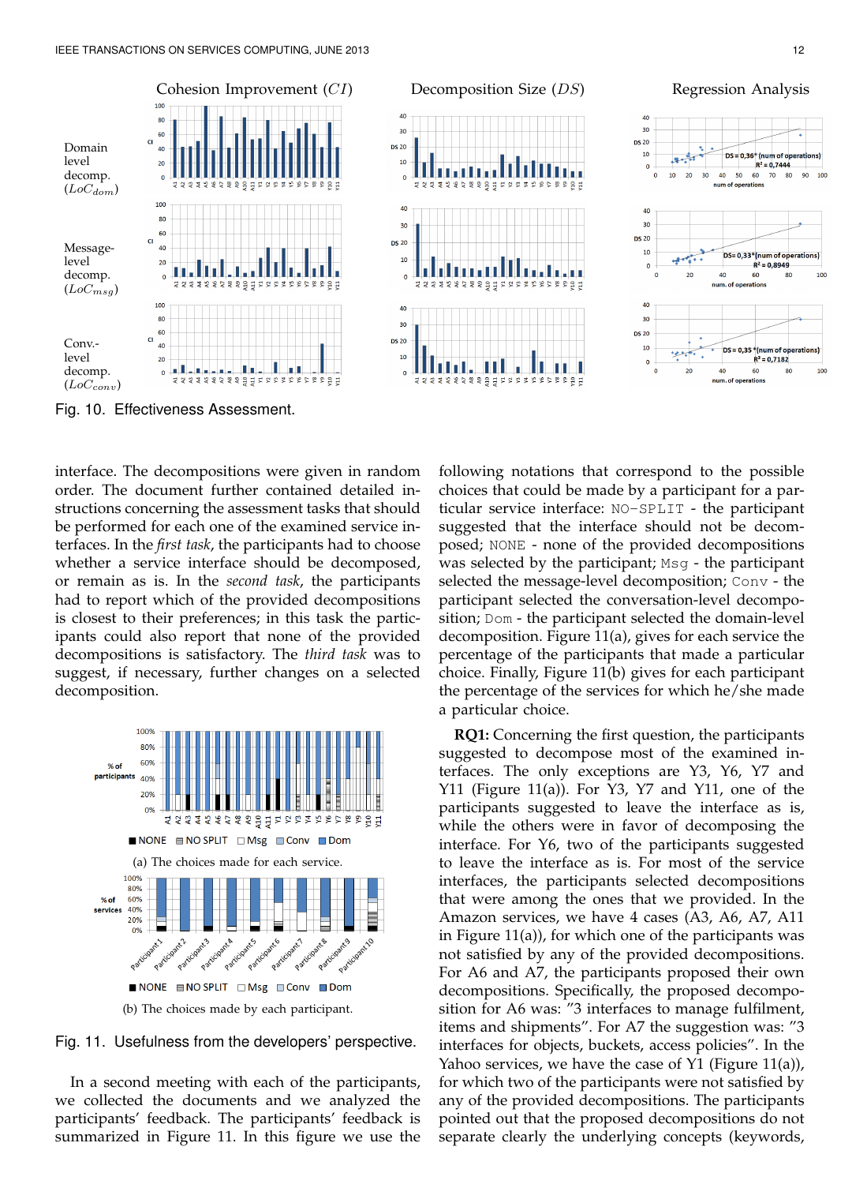Fig. 10. Effectiveness Assessment.

interface. The decompositions were given in random order. The document further contained detailed instructions concerning the assessment tasks that should be performed for each one of the examined service interfaces. In the *first task*, the participants had to choose whether a service interface should be decomposed, or remain as is. In the *second task*, the participants had to report which of the provided decompositions is closest to their preferences; in this task the participants could also report that none of the provided decompositions is satisfactory. The *third task* was to suggest, if necessary, further changes on a selected decomposition.

(a) The choices made for each service.

(b) The choices made by each participant.

Fig. 11. Usefulness from the developers' perspective.

In a second meeting with each of the participants, we collected the documents and we analyzed the participants' feedback. The participants' feedback is summarized in Figure 11. In this figure we use the following notations that correspond to the possible choices that could be made by a participant for a particular service interface: `NO-SPLIT` - the participant suggested that the interface should not be decomposed; `NONE` - none of the provided decompositions was selected by the participant; `Msg` - the participant selected the message-level decomposition; `Conv` - the participant selected the conversation-level decomposition; `Dom` - the participant selected the domain-level decomposition. Figure 11(a), gives for each service the percentage of the participants that made a particular choice. Finally, Figure 11(b) gives for each participant the percentage of the services for which he/she made a particular choice.

**RQ1:** Concerning the first question, the participants suggested to decompose most of the examined interfaces. The only exceptions are Y3, Y6, Y7 and Y11 (Figure 11(a)). For Y3, Y7 and Y11, one of the participants suggested to leave the interface as is, while the others were in favor of decomposing the interface. For Y6, two of the participants suggested to leave the interface as is. For most of the service interfaces, the participants selected decompositions that were among the ones that we provided. In the Amazon services, we have 4 cases (A3, A6, A7, A11 in Figure 11(a)), for which one of the participants was not satisfied by any of the provided decompositions. For A6 and A7, the participants proposed their own decompositions. Specifically, the proposed decomposition for A6 was: "3 interfaces to manage fulfilment, items and shipments". For A7 the suggestion was: "3 interfaces for objects, buckets, access policies". In the Yahoo services, we have the case of Y1 (Figure 11(a)), for which two of the participants were not satisfied by any of the provided decompositions. The participants pointed out that the proposed decompositions do not separate clearly the underlying concepts (keywords,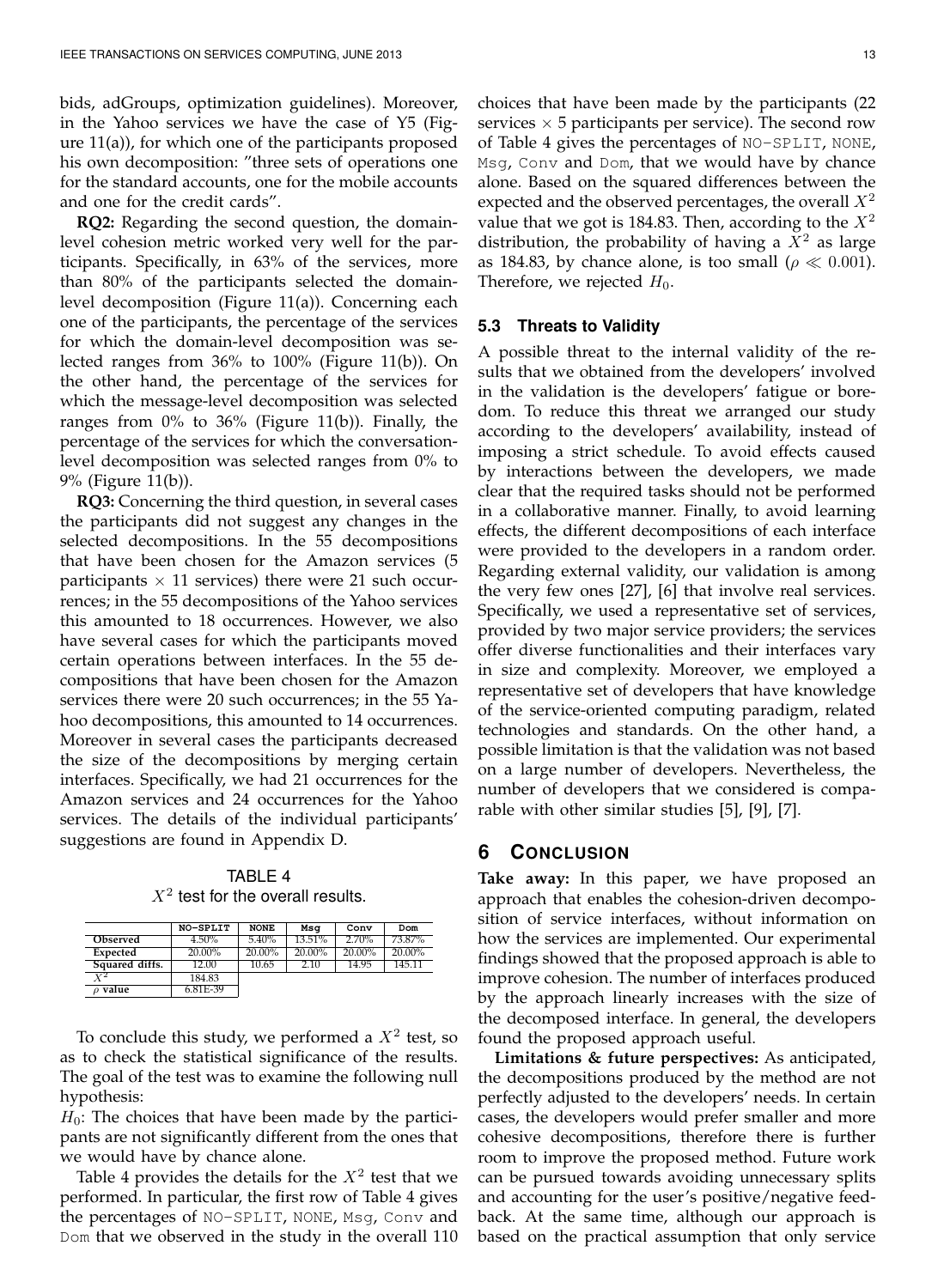bids, adGroups, optimization guidelines). Moreover, in the Yahoo services we have the case of Y5 (Figure 11(a)), for which one of the participants proposed his own decomposition: "three sets of operations one for the standard accounts, one for the mobile accounts and one for the credit cards".

**RQ2:** Regarding the second question, the domain-level cohesion metric worked very well for the participants. Specifically, in 63% of the services, more than 80% of the participants selected the domain-level decomposition (Figure 11(a)). Concerning each one of the participants, the percentage of the services for which the domain-level decomposition was selected ranges from 36% to 100% (Figure 11(b)). On the other hand, the percentage of the services for which the message-level decomposition was selected ranges from 0% to 36% (Figure 11(b)). Finally, the percentage of the services for which the conversation-level decomposition was selected ranges from 0% to 9% (Figure 11(b)).

**RQ3:** Concerning the third question, in several cases the participants did not suggest any changes in the selected decompositions. In the 55 decompositions that have been chosen for the Amazon services (5 participants $\times$ 11 services) there were 21 such occurrences; in the 55 decompositions of the Yahoo services this amounted to 18 occurrences. However, we also have several cases for which the participants moved certain operations between interfaces. In the 55 decompositions that have been chosen for the Amazon services there were 20 such occurrences; in the 55 Yahoo decompositions, this amounted to 14 occurrences. Moreover in several cases the participants decreased the size of the decompositions by merging certain interfaces. Specifically, we had 21 occurrences for the Amazon services and 24 occurrences for the Yahoo services. The details of the individual participants' suggestions are found in Appendix D.

TABLE 4
$X^2$ test for the overall results.

| | NO-SPLIT | NONE | Msg | Conv | Dom |
|---|---|---|---|---|---|
| **Observed** | 4.50% | 5.40% | 13.51% | 2.70% | 73.87% |
| **Expected** | 20.00% | 20.00% | 20.00% | 20.00% | 20.00% |
| **Squared diffs.** | 12.00 | 10.65 | 2.10 | 14.95 | 145.11 |
| $X^2$ | 184.83 | | | | |
| $\rho$ **value** | 6.81E-39 | | | | |

To conclude this study, we performed a $X^2$ test, so as to check the statistical significance of the results. The goal of the test was to examine the following null hypothesis:

$H_0$: The choices that have been made by the participants are not significantly different from the ones that we would have by chance alone.

Table 4 provides the details for the $X^2$ test that we performed. In particular, the first row of Table 4 gives the percentages of NO-SPLIT, NONE, Msg, Conv and Dom that we observed in the study in the overall 110 choices that have been made by the participants (22 services $\times$ 5 participants per service). The second row of Table 4 gives the percentages of NO-SPLIT, NONE, Msg, Conv and Dom, that we would have by chance alone. Based on the squared differences between the expected and the observed percentages, the overall $X^2$ value that we got is 184.83. Then, according to the $X^2$ distribution, the probability of having a $X^2$ as large as 184.83, by chance alone, is too small ($\rho \ll 0.001$). Therefore, we rejected $H_0$.

### 5.3 Threats to Validity

A possible threat to the internal validity of the results that we obtained from the developers' involved in the validation is the developers' fatigue or boredom. To reduce this threat we arranged our study according to the developers' availability, instead of imposing a strict schedule. To avoid effects caused by interactions between the developers, we made clear that the required tasks should not be performed in a collaborative manner. Finally, to avoid learning effects, the different decompositions of each interface were provided to the developers in a random order. Regarding external validity, our validation is among the very few ones [27], [6] that involve real services. Specifically, we used a representative set of services, provided by two major service providers; the services offer diverse functionalities and their interfaces vary in size and complexity. Moreover, we employed a representative set of developers that have knowledge of the service-oriented computing paradigm, related technologies and standards. On the other hand, a possible limitation is that the validation was not based on a large number of developers. Nevertheless, the number of developers that we considered is comparable with other similar studies [5], [9], [7].

## 6 Conclusion

**Take away:** In this paper, we have proposed an approach that enables the cohesion-driven decomposition of service interfaces, without information on how the services are implemented. Our experimental findings showed that the proposed approach is able to improve cohesion. The number of interfaces produced by the approach linearly increases with the size of the decomposed interface. In general, the developers found the proposed approach useful.

**Limitations & future perspectives:** As anticipated, the decompositions produced by the method are not perfectly adjusted to the developers' needs. In certain cases, the developers would prefer smaller and more cohesive decompositions, therefore there is further room to improve the proposed method. Future work can be pursued towards avoiding unnecessary splits and accounting for the user's positive/negative feedback. At the same time, although our approach is based on the practical assumption that only service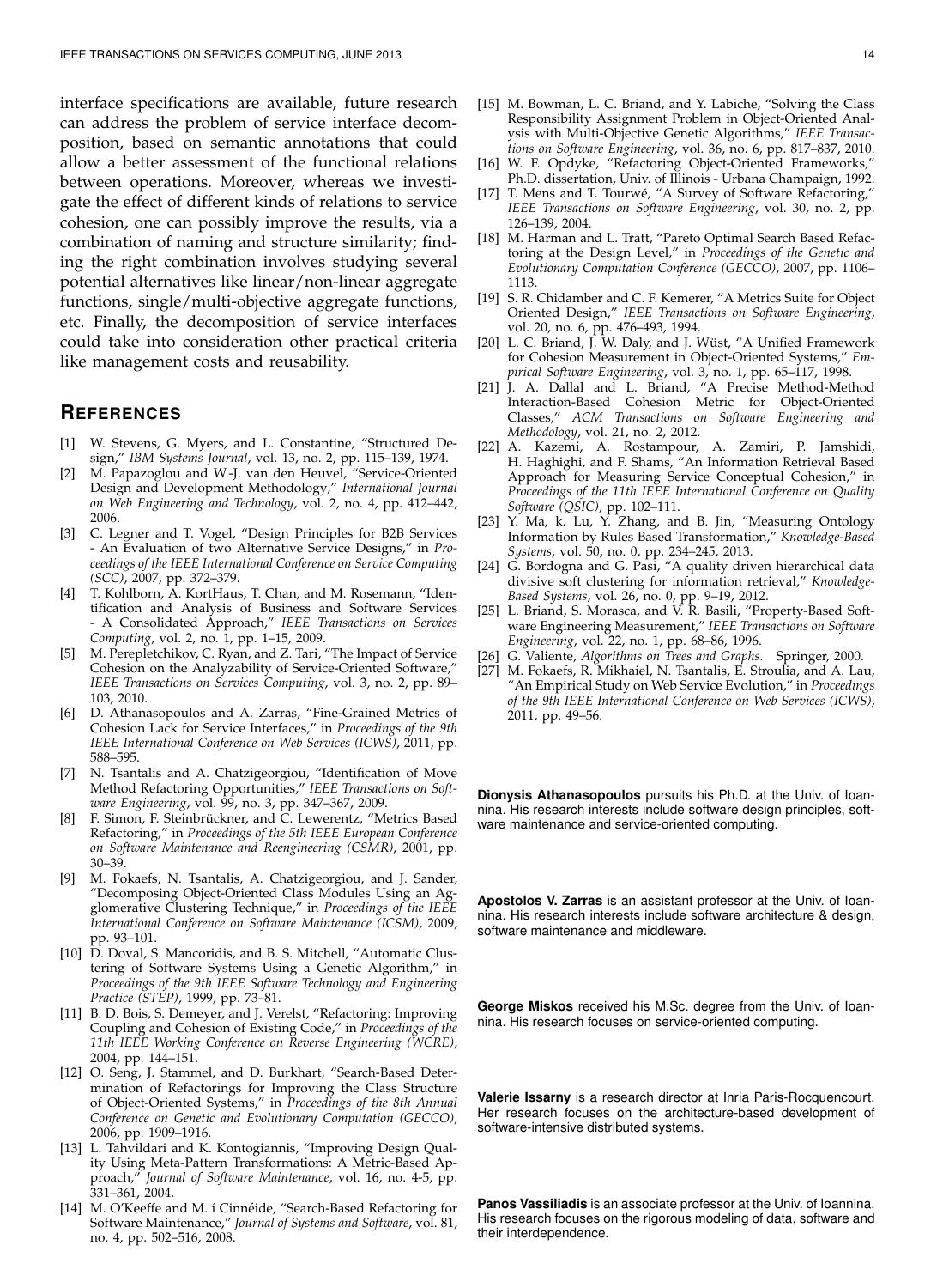interface specifications are available, future research can address the problem of service interface decomposition, based on semantic annotations that could allow a better assessment of the functional relations between operations. Moreover, whereas we investigate the effect of different kinds of relations to service cohesion, one can possibly improve the results, via a combination of naming and structure similarity; finding the right combination involves studying several potential alternatives like linear/non-linear aggregate functions, single/multi-objective aggregate functions, etc. Finally, the decomposition of service interfaces could take into consideration other practical criteria like management costs and reusability.

## REFERENCES

[1] W. Stevens, G. Myers, and L. Constantine, "Structured Design," *IBM Systems Journal*, vol. 13, no. 2, pp. 115–139, 1974.

[2] M. Papazoglou and W.-J. van den Heuvel, "Service-Oriented Design and Development Methodology," *International Journal on Web Engineering and Technology*, vol. 2, no. 4, pp. 412–442, 2006.

[3] C. Legner and T. Vogel, "Design Principles for B2B Services - An Evaluation of two Alternative Service Designs," in *Proceedings of the IEEE International Conference on Service Computing (SCC)*, 2007, pp. 372–379.

[4] T. Kohlborn, A. KortHaus, T. Chan, and M. Rosemann, "Identification and Analysis of Business and Software Services - A Consolidated Approach," *IEEE Transactions on Services Computing*, vol. 2, no. 1, pp. 1–15, 2009.

[5] M. Perepletchikov, C. Ryan, and Z. Tari, "The Impact of Service Cohesion on the Analyzability of Service-Oriented Software," *IEEE Transactions on Services Computing*, vol. 3, no. 2, pp. 89–103, 2010.

[6] D. Athanasopoulos and A. Zarras, "Fine-Grained Metrics of Cohesion Lack for Service Interfaces," in *Proceedings of the 9th IEEE International Conference on Web Services (ICWS)*, 2011, pp. 588–595.

[7] N. Tsantalis and A. Chatzigeorgiou, "Identification of Move Method Refactoring Opportunities," *IEEE Transactions on Software Engineering*, vol. 99, no. 3, pp. 347–367, 2009.

[8] F. Simon, F. Steinbrückner, and C. Lewerentz, "Metrics Based Refactoring," in *Proceedings of the 5th IEEE European Conference on Software Maintenance and Reengineering (CSMR)*, 2001, pp. 30–39.

[9] M. Fokaefs, N. Tsantalis, A. Chatzigeorgiou, and J. Sander, "Decomposing Object-Oriented Class Modules Using an Agglomerative Clustering Technique," in *Proceedings of the IEEE International Conference on Software Maintenance (ICSM)*, 2009, pp. 93–101.

[10] D. Doval, S. Mancoridis, and B. S. Mitchell, "Automatic Clustering of Software Systems Using a Genetic Algorithm," in *Proceedings of the 9th IEEE Software Technology and Engineering Practice (STEP)*, 1999, pp. 73–81.

[11] B. D. Bois, S. Demeyer, and J. Verelst, "Refactoring: Improving Coupling and Cohesion of Existing Code," in *Proceedings of the 11th IEEE Working Conference on Reverse Engineering (WCRE)*, 2004, pp. 144–151.

[12] O. Seng, J. Stammel, and D. Burkhart, "Search-Based Determination of Refactorings for Improving the Class Structure of Object-Oriented Systems," in *Proceedings of the 8th Annual Conference on Genetic and Evolutionary Computation (GECCO)*, 2006, pp. 1909–1916.

[13] L. Tahvildari and K. Kontogiannis, "Improving Design Quality Using Meta-Pattern Transformations: A Metric-Based Approach," *Journal of Software Maintenance*, vol. 16, no. 4-5, pp. 331–361, 2004.

[14] M. O'Keeffe and M. í Cinnéide, "Search-Based Refactoring for Software Maintenance," *Journal of Systems and Software*, vol. 81, no. 4, pp. 502–516, 2008.

[15] M. Bowman, L. C. Briand, and Y. Labiche, "Solving the Class Responsibility Assignment Problem in Object-Oriented Analysis with Multi-Objective Genetic Algorithms," *IEEE Transactions on Software Engineering*, vol. 36, no. 6, pp. 817–837, 2010.

[16] W. F. Opdyke, "Refactoring Object-Oriented Frameworks," Ph.D. dissertation, Univ. of Illinois - Urbana Champaign, 1992.

[17] T. Mens and T. Tourwé, "A Survey of Software Refactoring," *IEEE Transactions on Software Engineering*, vol. 30, no. 2, pp. 126–139, 2004.

[18] M. Harman and L. Tratt, "Pareto Optimal Search Based Refactoring at the Design Level," in *Proceedings of the Genetic and Evolutionary Computation Conference (GECCO)*, 2007, pp. 1106–1113.

[19] S. R. Chidamber and C. F. Kemerer, "A Metrics Suite for Object Oriented Design," *IEEE Transactions on Software Engineering*, vol. 20, no. 6, pp. 476–493, 1994.

[20] L. C. Briand, J. W. Daly, and J. Wüst, "A Unified Framework for Cohesion Measurement in Object-Oriented Systems," *Empirical Software Engineering*, vol. 3, no. 1, pp. 65–117, 1998.

[21] J. A. Dallal and L. Briand, "A Precise Method-Method Interaction-Based Cohesion Metric for Object-Oriented Classes," *ACM Transactions on Software Engineering and Methodology*, vol. 21, no. 2, 2012.

[22] A. Kazemi, A. Rostampour, A. Zamiri, P. Jamshidi, H. Haghighi, and F. Shams, "An Information Retrieval Based Approach for Measuring Service Conceptual Cohesion," in *Proceedings of the 11th IEEE International Conference on Quality Software (QSIC)*, pp. 102–111.

[23] Y. Ma, k. Lu, Y. Zhang, and B. Jin, "Measuring Ontology Information by Rules Based Transformation," *Knowledge-Based Systems*, vol. 50, no. 0, pp. 234–245, 2013.

[24] G. Bordogna and G. Pasi, "A quality driven hierarchical data divisive soft clustering for information retrieval," *Knowledge-Based Systems*, vol. 26, no. 0, pp. 9–19, 2012.

[25] L. Briand, S. Morasca, and V. R. Basili, "Property-Based Software Engineering Measurement," *IEEE Transactions on Software Engineering*, vol. 22, no. 1, pp. 68–86, 1996.

[26] G. Valiente, *Algorithms on Trees and Graphs.* Springer, 2000.

[27] M. Fokaefs, R. Mikhaiel, N. Tsantalis, E. Stroulia, and A. Lau, "An Empirical Study on Web Service Evolution," in *Proceedings of the 9th IEEE International Conference on Web Services (ICWS)*, 2011, pp. 49–56.

**Dionysis Athanasopoulos** pursuits his Ph.D. at the Univ. of Ioannina. His research interests include software design principles, software maintenance and service-oriented computing.

**Apostolos V. Zarras** is an assistant professor at the Univ. of Ioannina. His research interests include software architecture & design, software maintenance and middleware.

**George Miskos** received his M.Sc. degree from the Univ. of Ioannina. His research focuses on service-oriented computing.

**Valerie Issarny** is a research director at Inria Paris-Rocquencourt. Her research focuses on the architecture-based development of software-intensive distributed systems.

**Panos Vassiliadis** is an associate professor at the Univ. of Ioannina. His research focuses on the rigorous modeling of data, software and their interdependence.